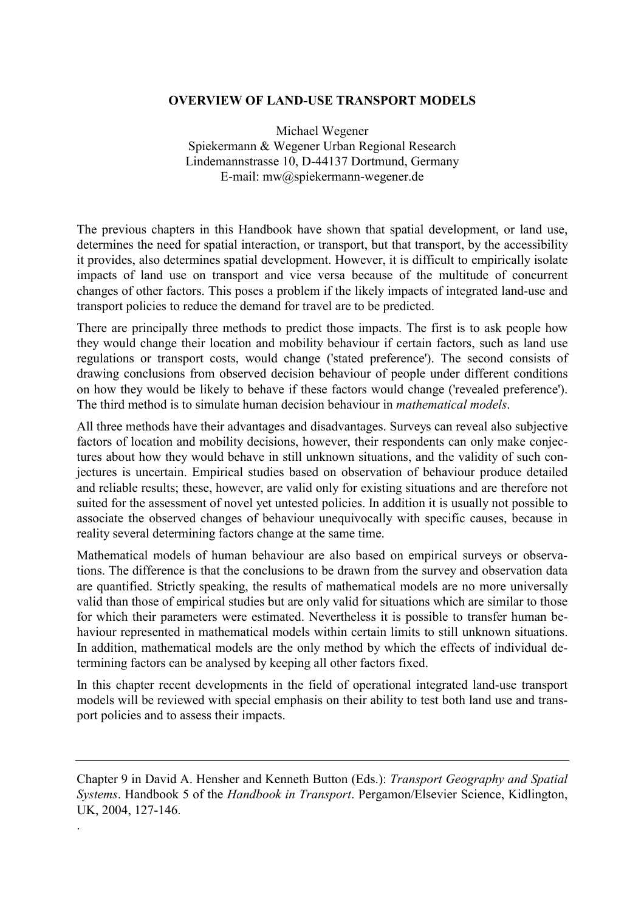# OVERVIEW OF LAND-USE TRANSPORT MODELS

Michael Wegener
Spiekermann & Wegener Urban Regional Research
Lindemannstrasse 10, D-44137 Dortmund, Germany
E-mail: mw@spiekermann-wegener.de

The previous chapters in this Handbook have shown that spatial development, or land use, determines the need for spatial interaction, or transport, but that transport, by the accessibility it provides, also determines spatial development. However, it is difficult to empirically isolate impacts of land use on transport and vice versa because of the multitude of concurrent changes of other factors. This poses a problem if the likely impacts of integrated land-use and transport policies to reduce the demand for travel are to be predicted.

There are principally three methods to predict those impacts. The first is to ask people how they would change their location and mobility behaviour if certain factors, such as land use regulations or transport costs, would change ('stated preference'). The second consists of drawing conclusions from observed decision behaviour of people under different conditions on how they would be likely to behave if these factors would change ('revealed preference'). The third method is to simulate human decision behaviour in *mathematical models*.

All three methods have their advantages and disadvantages. Surveys can reveal also subjective factors of location and mobility decisions, however, their respondents can only make conjectures about how they would behave in still unknown situations, and the validity of such conjectures is uncertain. Empirical studies based on observation of behaviour produce detailed and reliable results; these, however, are valid only for existing situations and are therefore not suited for the assessment of novel yet untested policies. In addition it is usually not possible to associate the observed changes of behaviour unequivocally with specific causes, because in reality several determining factors change at the same time.

Mathematical models of human behaviour are also based on empirical surveys or observations. The difference is that the conclusions to be drawn from the survey and observation data are quantified. Strictly speaking, the results of mathematical models are no more universally valid than those of empirical studies but are only valid for situations which are similar to those for which their parameters were estimated. Nevertheless it is possible to transfer human behaviour represented in mathematical models within certain limits to still unknown situations. In addition, mathematical models are the only method by which the effects of individual determining factors can be analysed by keeping all other factors fixed.

In this chapter recent developments in the field of operational integrated land-use transport models will be reviewed with special emphasis on their ability to test both land use and transport policies and to assess their impacts.

---

Chapter 9 in David A. Hensher and Kenneth Button (Eds.): *Transport Geography and Spatial Systems*. Handbook 5 of the *Handbook in Transport*. Pergamon/Elsevier Science, Kidlington, UK, 2004, 127-146.

.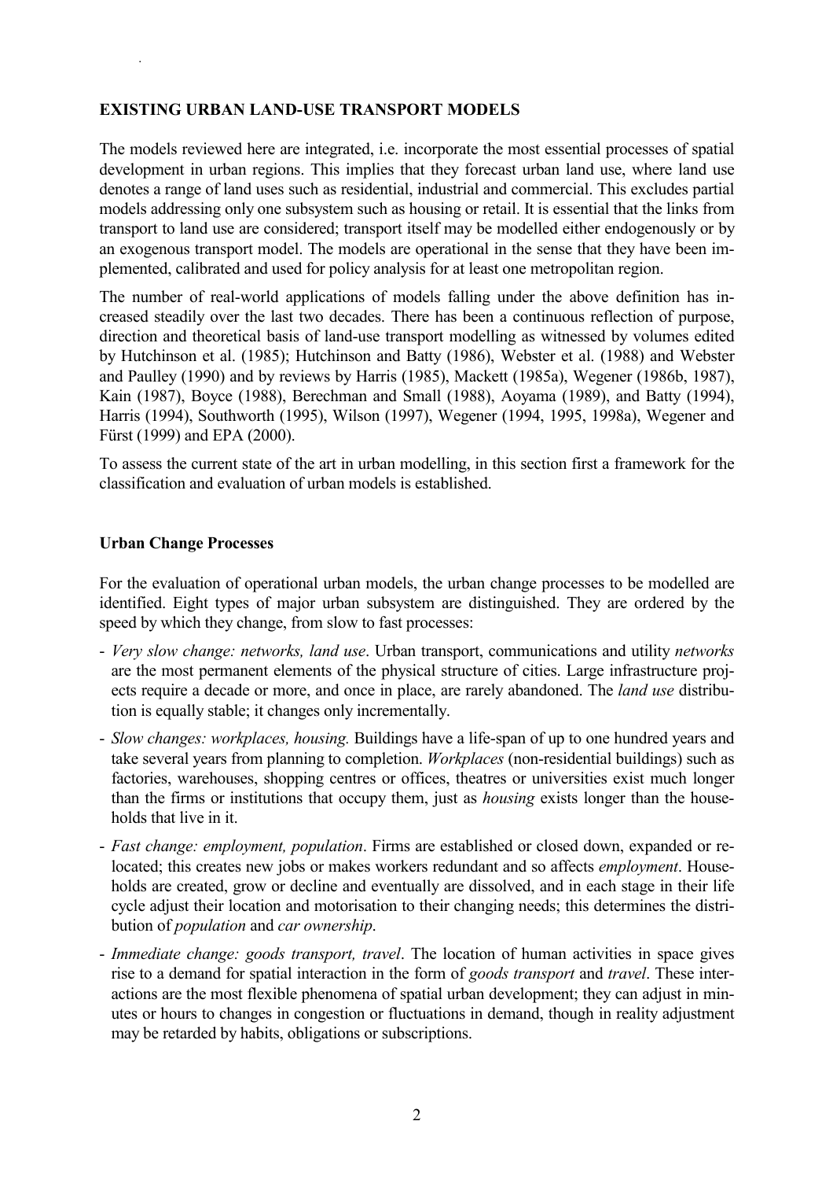## EXISTING URBAN LAND-USE TRANSPORT MODELS

The models reviewed here are integrated, i.e. incorporate the most essential processes of spatial development in urban regions. This implies that they forecast urban land use, where land use denotes a range of land uses such as residential, industrial and commercial. This excludes partial models addressing only one subsystem such as housing or retail. It is essential that the links from transport to land use are considered; transport itself may be modelled either endogenously or by an exogenous transport model. The models are operational in the sense that they have been implemented, calibrated and used for policy analysis for at least one metropolitan region.

The number of real-world applications of models falling under the above definition has increased steadily over the last two decades. There has been a continuous reflection of purpose, direction and theoretical basis of land-use transport modelling as witnessed by volumes edited by Hutchinson et al. (1985); Hutchinson and Batty (1986), Webster et al. (1988) and Webster and Paulley (1990) and by reviews by Harris (1985), Mackett (1985a), Wegener (1986b, 1987), Kain (1987), Boyce (1988), Berechman and Small (1988), Aoyama (1989), and Batty (1994), Harris (1994), Southworth (1995), Wilson (1997), Wegener (1994, 1995, 1998a), Wegener and Fürst (1999) and EPA (2000).

To assess the current state of the art in urban modelling, in this section first a framework for the classification and evaluation of urban models is established.

### Urban Change Processes

For the evaluation of operational urban models, the urban change processes to be modelled are identified. Eight types of major urban subsystem are distinguished. They are ordered by the speed by which they change, from slow to fast processes:

- *Very slow change: networks, land use*. Urban transport, communications and utility *networks* are the most permanent elements of the physical structure of cities. Large infrastructure projects require a decade or more, and once in place, are rarely abandoned. The *land use* distribution is equally stable; it changes only incrementally.
- *Slow changes: workplaces, housing.* Buildings have a life-span of up to one hundred years and take several years from planning to completion. *Workplaces* (non-residential buildings) such as factories, warehouses, shopping centres or offices, theatres or universities exist much longer than the firms or institutions that occupy them, just as *housing* exists longer than the households that live in it.
- *Fast change: employment, population*. Firms are established or closed down, expanded or relocated; this creates new jobs or makes workers redundant and so affects *employment*. Households are created, grow or decline and eventually are dissolved, and in each stage in their life cycle adjust their location and motorisation to their changing needs; this determines the distribution of *population* and *car ownership*.
- *Immediate change: goods transport, travel*. The location of human activities in space gives rise to a demand for spatial interaction in the form of *goods transport* and *travel*. These interactions are the most flexible phenomena of spatial urban development; they can adjust in minutes or hours to changes in congestion or fluctuations in demand, though in reality adjustment may be retarded by habits, obligations or subscriptions.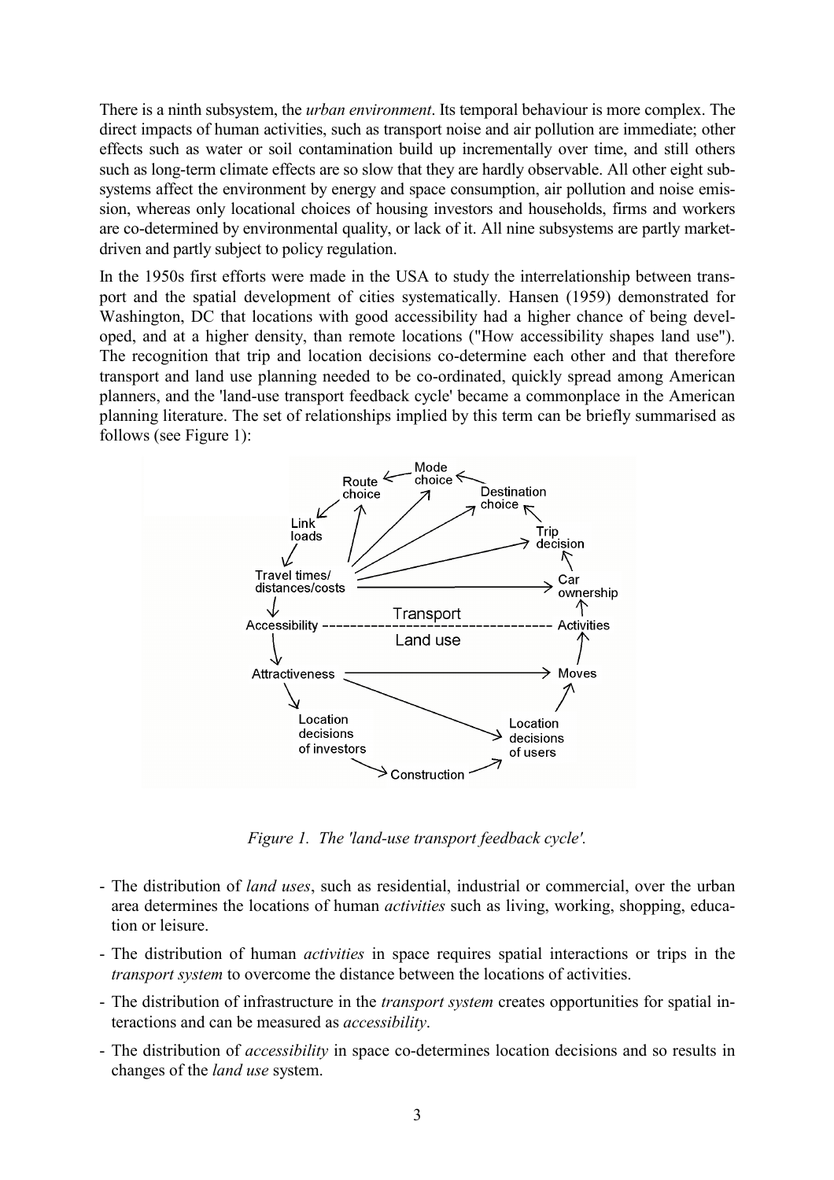There is a ninth subsystem, the *urban environment*. Its temporal behaviour is more complex. The direct impacts of human activities, such as transport noise and air pollution are immediate; other effects such as water or soil contamination build up incrementally over time, and still others such as long-term climate effects are so slow that they are hardly observable. All other eight subsystems affect the environment by energy and space consumption, air pollution and noise emission, whereas only locational choices of housing investors and households, firms and workers are co-determined by environmental quality, or lack of it. All nine subsystems are partly market-driven and partly subject to policy regulation.

In the 1950s first efforts were made in the USA to study the interrelationship between transport and the spatial development of cities systematically. Hansen (1959) demonstrated for Washington, DC that locations with good accessibility had a higher chance of being developed, and at a higher density, than remote locations ("How accessibility shapes land use"). The recognition that trip and location decisions co-determine each other and that therefore transport and land use planning needed to be co-ordinated, quickly spread among American planners, and the 'land-use transport feedback cycle' became a commonplace in the American planning literature. The set of relationships implied by this term can be briefly summarised as follows (see Figure 1):

*Figure 1. The 'land-use transport feedback cycle'.*

- The distribution of *land uses*, such as residential, industrial or commercial, over the urban area determines the locations of human *activities* such as living, working, shopping, education or leisure.
- The distribution of human *activities* in space requires spatial interactions or trips in the *transport system* to overcome the distance between the locations of activities.
- The distribution of infrastructure in the *transport system* creates opportunities for spatial interactions and can be measured as *accessibility*.
- The distribution of *accessibility* in space co-determines location decisions and so results in changes of the *land use* system.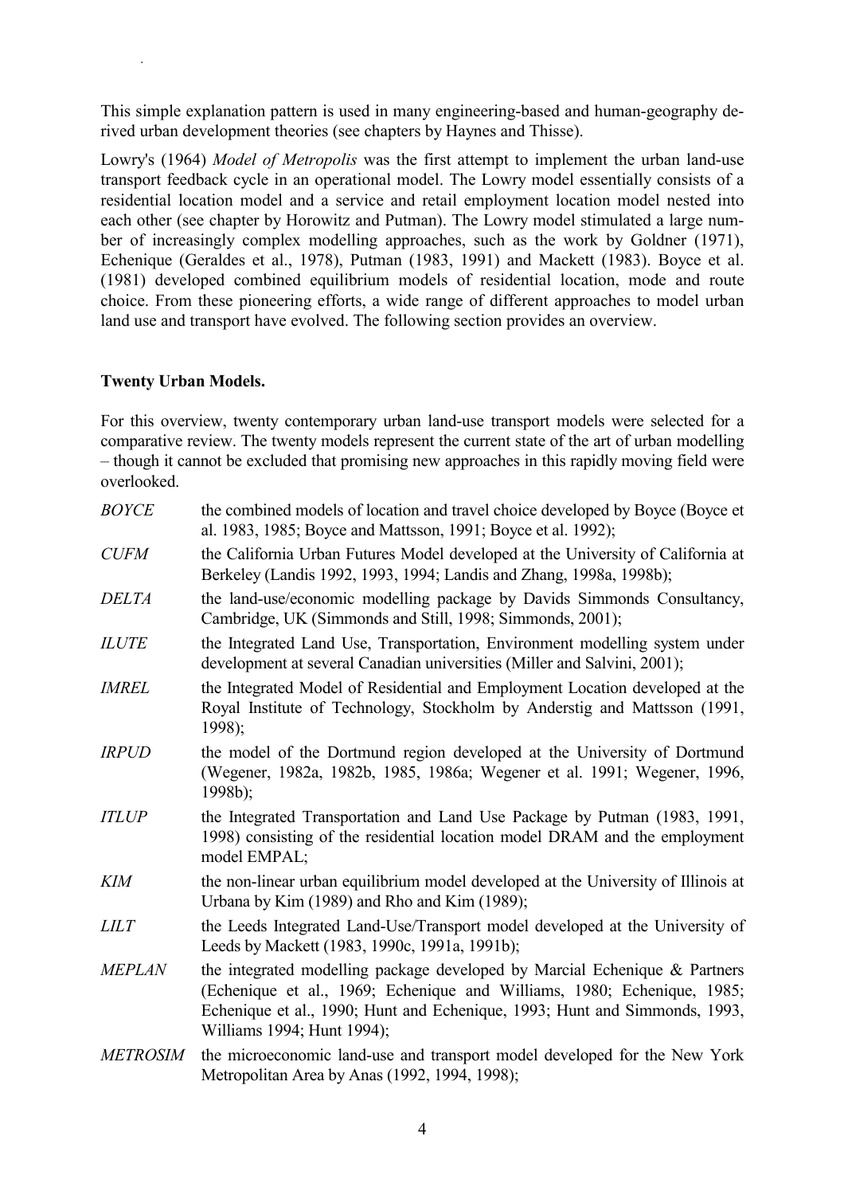This simple explanation pattern is used in many engineering-based and human-geography derived urban development theories (see chapters by Haynes and Thisse).

Lowry's (1964) *Model of Metropolis* was the first attempt to implement the urban land-use transport feedback cycle in an operational model. The Lowry model essentially consists of a residential location model and a service and retail employment location model nested into each other (see chapter by Horowitz and Putman). The Lowry model stimulated a large number of increasingly complex modelling approaches, such as the work by Goldner (1971), Echenique (Geraldes et al., 1978), Putman (1983, 1991) and Mackett (1983). Boyce et al. (1981) developed combined equilibrium models of residential location, mode and route choice. From these pioneering efforts, a wide range of different approaches to model urban land use and transport have evolved. The following section provides an overview.

**Twenty Urban Models.**

For this overview, twenty contemporary urban land-use transport models were selected for a comparative review. The twenty models represent the current state of the art of urban modelling – though it cannot be excluded that promising new approaches in this rapidly moving field were overlooked.

- *BOYCE* the combined models of location and travel choice developed by Boyce (Boyce et al. 1983, 1985; Boyce and Mattsson, 1991; Boyce et al. 1992);
- *CUFM* the California Urban Futures Model developed at the University of California at Berkeley (Landis 1992, 1993, 1994; Landis and Zhang, 1998a, 1998b);
- *DELTA* the land-use/economic modelling package by Davids Simmonds Consultancy, Cambridge, UK (Simmonds and Still, 1998; Simmonds, 2001);
- *ILUTE* the Integrated Land Use, Transportation, Environment modelling system under development at several Canadian universities (Miller and Salvini, 2001);
- *IMREL* the Integrated Model of Residential and Employment Location developed at the Royal Institute of Technology, Stockholm by Anderstig and Mattsson (1991, 1998);
- *IRPUD* the model of the Dortmund region developed at the University of Dortmund (Wegener, 1982a, 1982b, 1985, 1986a; Wegener et al. 1991; Wegener, 1996, 1998b);
- *ITLUP* the Integrated Transportation and Land Use Package by Putman (1983, 1991, 1998) consisting of the residential location model DRAM and the employment model EMPAL;
- *KIM* the non-linear urban equilibrium model developed at the University of Illinois at Urbana by Kim (1989) and Rho and Kim (1989);
- *LILT* the Leeds Integrated Land-Use/Transport model developed at the University of Leeds by Mackett (1983, 1990c, 1991a, 1991b);
- *MEPLAN* the integrated modelling package developed by Marcial Echenique & Partners (Echenique et al., 1969; Echenique and Williams, 1980; Echenique, 1985; Echenique et al., 1990; Hunt and Echenique, 1993; Hunt and Simmonds, 1993, Williams 1994; Hunt 1994);
- *METROSIM* the microeconomic land-use and transport model developed for the New York Metropolitan Area by Anas (1992, 1994, 1998);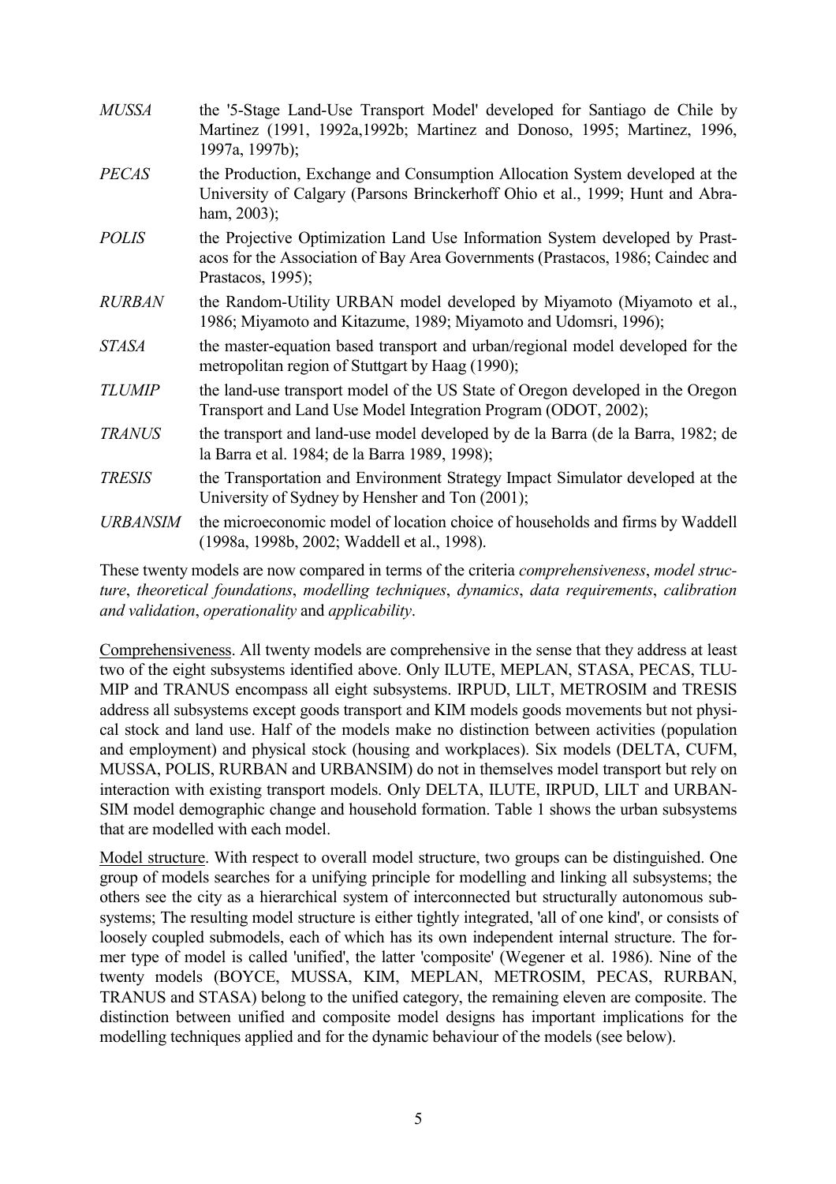*MUSSA* the '5-Stage Land-Use Transport Model' developed for Santiago de Chile by Martinez (1991, 1992a,1992b; Martinez and Donoso, 1995; Martinez, 1996, 1997a, 1997b);

*PECAS* the Production, Exchange and Consumption Allocation System developed at the University of Calgary (Parsons Brinckerhoff Ohio et al., 1999; Hunt and Abraham, 2003);

*POLIS* the Projective Optimization Land Use Information System developed by Prastacos for the Association of Bay Area Governments (Prastacos, 1986; Caindec and Prastacos, 1995);

*RURBAN* the Random-Utility URBAN model developed by Miyamoto (Miyamoto et al., 1986; Miyamoto and Kitazume, 1989; Miyamoto and Udomsri, 1996);

*STASA* the master-equation based transport and urban/regional model developed for the metropolitan region of Stuttgart by Haag (1990);

*TLUMIP* the land-use transport model of the US State of Oregon developed in the Oregon Transport and Land Use Model Integration Program (ODOT, 2002);

*TRANUS* the transport and land-use model developed by de la Barra (de la Barra, 1982; de la Barra et al. 1984; de la Barra 1989, 1998);

*TRESIS* the Transportation and Environment Strategy Impact Simulator developed at the University of Sydney by Hensher and Ton (2001);

*URBANSIM* the microeconomic model of location choice of households and firms by Waddell (1998a, 1998b, 2002; Waddell et al., 1998).

These twenty models are now compared in terms of the criteria *comprehensiveness*, *model structure*, *theoretical foundations*, *modelling techniques*, *dynamics*, *data requirements*, *calibration and validation*, *operationality* and *applicability*.

Comprehensiveness. All twenty models are comprehensive in the sense that they address at least two of the eight subsystems identified above. Only ILUTE, MEPLAN, STASA, PECAS, TLUMIP and TRANUS encompass all eight subsystems. IRPUD, LILT, METROSIM and TRESIS address all subsystems except goods transport and KIM models goods movements but not physical stock and land use. Half of the models make no distinction between activities (population and employment) and physical stock (housing and workplaces). Six models (DELTA, CUFM, MUSSA, POLIS, RURBAN and URBANSIM) do not in themselves model transport but rely on interaction with existing transport models. Only DELTA, ILUTE, IRPUD, LILT and URBANSIM model demographic change and household formation. Table 1 shows the urban subsystems that are modelled with each model.

Model structure. With respect to overall model structure, two groups can be distinguished. One group of models searches for a unifying principle for modelling and linking all subsystems; the others see the city as a hierarchical system of interconnected but structurally autonomous subsystems; The resulting model structure is either tightly integrated, 'all of one kind', or consists of loosely coupled submodels, each of which has its own independent internal structure. The former type of model is called 'unified', the latter 'composite' (Wegener et al. 1986). Nine of the twenty models (BOYCE, MUSSA, KIM, MEPLAN, METROSIM, PECAS, RURBAN, TRANUS and STASA) belong to the unified category, the remaining eleven are composite. The distinction between unified and composite model designs has important implications for the modelling techniques applied and for the dynamic behaviour of the models (see below).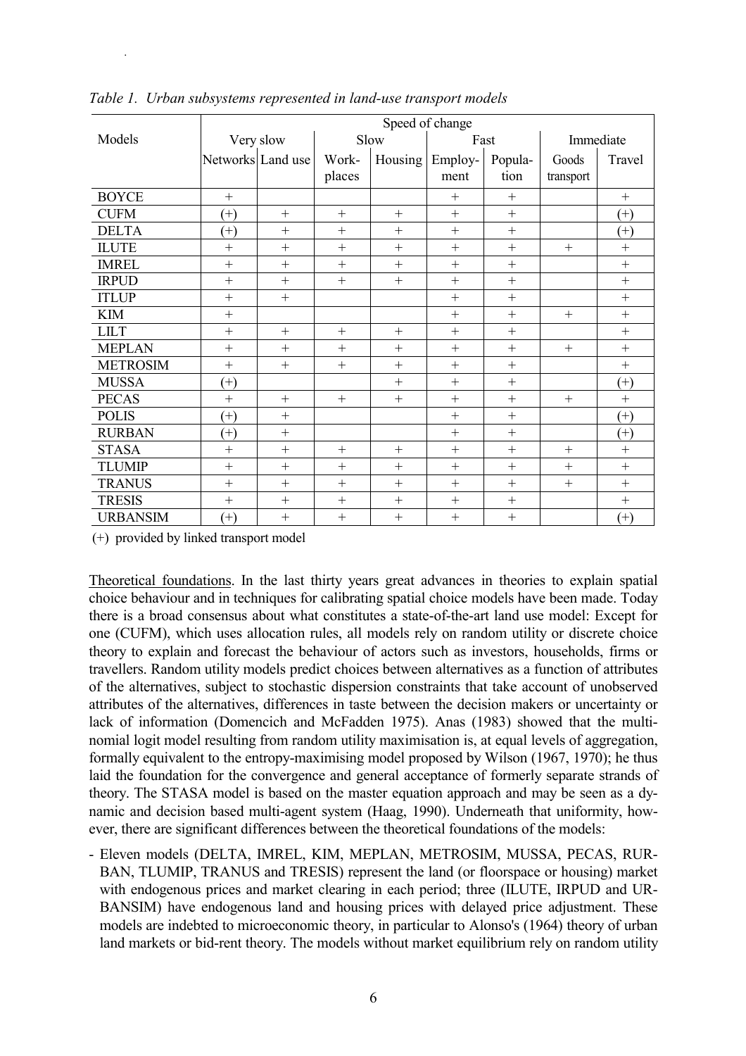*Table 1. Urban subsystems represented in land-use transport models*

| Models | Speed of change | | | | | | | |
|---|---|---|---|---|---|---|---|---|
| | Very slow | | Slow | | Fast | | Immediate | |
| | Networks | Land use | Work-places | Housing | Employ-ment | Popula-tion | Goods transport | Travel |
| BOYCE | + | | | | + | + | | + |
| CUFM | (+) | + | + | + | + | + | | (+) |
| DELTA | (+) | + | + | + | + | + | | (+) |
| ILUTE | + | + | + | + | + | + | + | + |
| IMREL | + | + | + | + | + | + | | + |
| IRPUD | + | + | + | + | + | + | | + |
| ITLUP | + | + | | | + | + | | + |
| KIM | + | | | | + | + | + | + |
| LILT | + | + | + | + | + | + | | + |
| MEPLAN | + | + | + | + | + | + | + | + |
| METROSIM | + | + | + | + | + | + | | + |
| MUSSA | (+) | | | + | + | + | | (+) |
| PECAS | + | + | + | + | + | + | + | + |
| POLIS | (+) | + | | | + | + | | (+) |
| RURBAN | (+) | + | | | + | + | | (+) |
| STASA | + | + | + | + | + | + | + | + |
| TLUMIP | + | + | + | + | + | + | + | + |
| TRANUS | + | + | + | + | + | + | + | + |
| TRESIS | + | + | + | + | + | + | | + |
| URBANSIM | (+) | + | + | + | + | + | | (+) |

(+) provided by linked transport model

Theoretical foundations. In the last thirty years great advances in theories to explain spatial choice behaviour and in techniques for calibrating spatial choice models have been made. Today there is a broad consensus about what constitutes a state-of-the-art land use model: Except for one (CUFM), which uses allocation rules, all models rely on random utility or discrete choice theory to explain and forecast the behaviour of actors such as investors, households, firms or travellers. Random utility models predict choices between alternatives as a function of attributes of the alternatives, subject to stochastic dispersion constraints that take account of unobserved attributes of the alternatives, differences in taste between the decision makers or uncertainty or lack of information (Domencich and McFadden 1975). Anas (1983) showed that the multinomial logit model resulting from random utility maximisation is, at equal levels of aggregation, formally equivalent to the entropy-maximising model proposed by Wilson (1967, 1970); he thus laid the foundation for the convergence and general acceptance of formerly separate strands of theory. The STASA model is based on the master equation approach and may be seen as a dynamic and decision based multi-agent system (Haag, 1990). Underneath that uniformity, however, there are significant differences between the theoretical foundations of the models:

- Eleven models (DELTA, IMREL, KIM, MEPLAN, METROSIM, MUSSA, PECAS, RURBAN, TLUMIP, TRANUS and TRESIS) represent the land (or floorspace or housing) market with endogenous prices and market clearing in each period; three (ILUTE, IRPUD and URBANSIM) have endogenous land and housing prices with delayed price adjustment. These models are indebted to microeconomic theory, in particular to Alonso's (1964) theory of urban land markets or bid-rent theory. The models without market equilibrium rely on random utility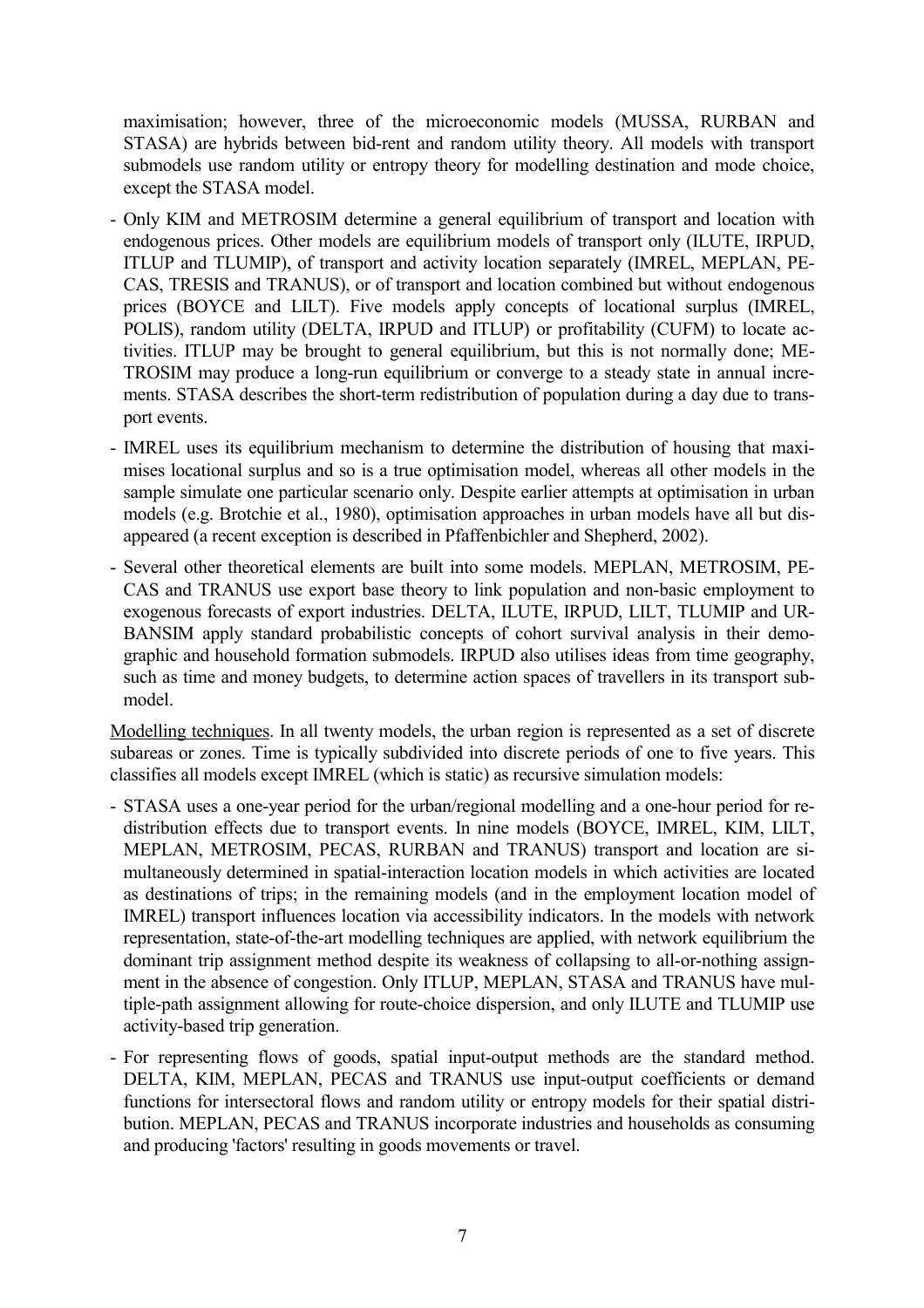maximisation; however, three of the microeconomic models (MUSSA, RURBAN and STASA) are hybrids between bid-rent and random utility theory. All models with transport submodels use random utility or entropy theory for modelling destination and mode choice, except the STASA model.

- Only KIM and METROSIM determine a general equilibrium of transport and location with endogenous prices. Other models are equilibrium models of transport only (ILUTE, IRPUD, ITLUP and TLUMIP), of transport and activity location separately (IMREL, MEPLAN, PECAS, TRESIS and TRANUS), or of transport and location combined but without endogenous prices (BOYCE and LILT). Five models apply concepts of locational surplus (IMREL, POLIS), random utility (DELTA, IRPUD and ITLUP) or profitability (CUFM) to locate activities. ITLUP may be brought to general equilibrium, but this is not normally done; METROSIM may produce a long-run equilibrium or converge to a steady state in annual increments. STASA describes the short-term redistribution of population during a day due to transport events.
- IMREL uses its equilibrium mechanism to determine the distribution of housing that maximises locational surplus and so is a true optimisation model, whereas all other models in the sample simulate one particular scenario only. Despite earlier attempts at optimisation in urban models (e.g. Brotchie et al., 1980), optimisation approaches in urban models have all but disappeared (a recent exception is described in Pfaffenbichler and Shepherd, 2002).
- Several other theoretical elements are built into some models. MEPLAN, METROSIM, PECAS and TRANUS use export base theory to link population and non-basic employment to exogenous forecasts of export industries. DELTA, ILUTE, IRPUD, LILT, TLUMIP and URBANSIM apply standard probabilistic concepts of cohort survival analysis in their demographic and household formation submodels. IRPUD also utilises ideas from time geography, such as time and money budgets, to determine action spaces of travellers in its transport submodel.

Modelling techniques. In all twenty models, the urban region is represented as a set of discrete subareas or zones. Time is typically subdivided into discrete periods of one to five years. This classifies all models except IMREL (which is static) as recursive simulation models:

- STASA uses a one-year period for the urban/regional modelling and a one-hour period for redistribution effects due to transport events. In nine models (BOYCE, IMREL, KIM, LILT, MEPLAN, METROSIM, PECAS, RURBAN and TRANUS) transport and location are simultaneously determined in spatial-interaction location models in which activities are located as destinations of trips; in the remaining models (and in the employment location model of IMREL) transport influences location via accessibility indicators. In the models with network representation, state-of-the-art modelling techniques are applied, with network equilibrium the dominant trip assignment method despite its weakness of collapsing to all-or-nothing assignment in the absence of congestion. Only ITLUP, MEPLAN, STASA and TRANUS have multiple-path assignment allowing for route-choice dispersion, and only ILUTE and TLUMIP use activity-based trip generation.
- For representing flows of goods, spatial input-output methods are the standard method. DELTA, KIM, MEPLAN, PECAS and TRANUS use input-output coefficients or demand functions for intersectoral flows and random utility or entropy models for their spatial distribution. MEPLAN, PECAS and TRANUS incorporate industries and households as consuming and producing 'factors' resulting in goods movements or travel.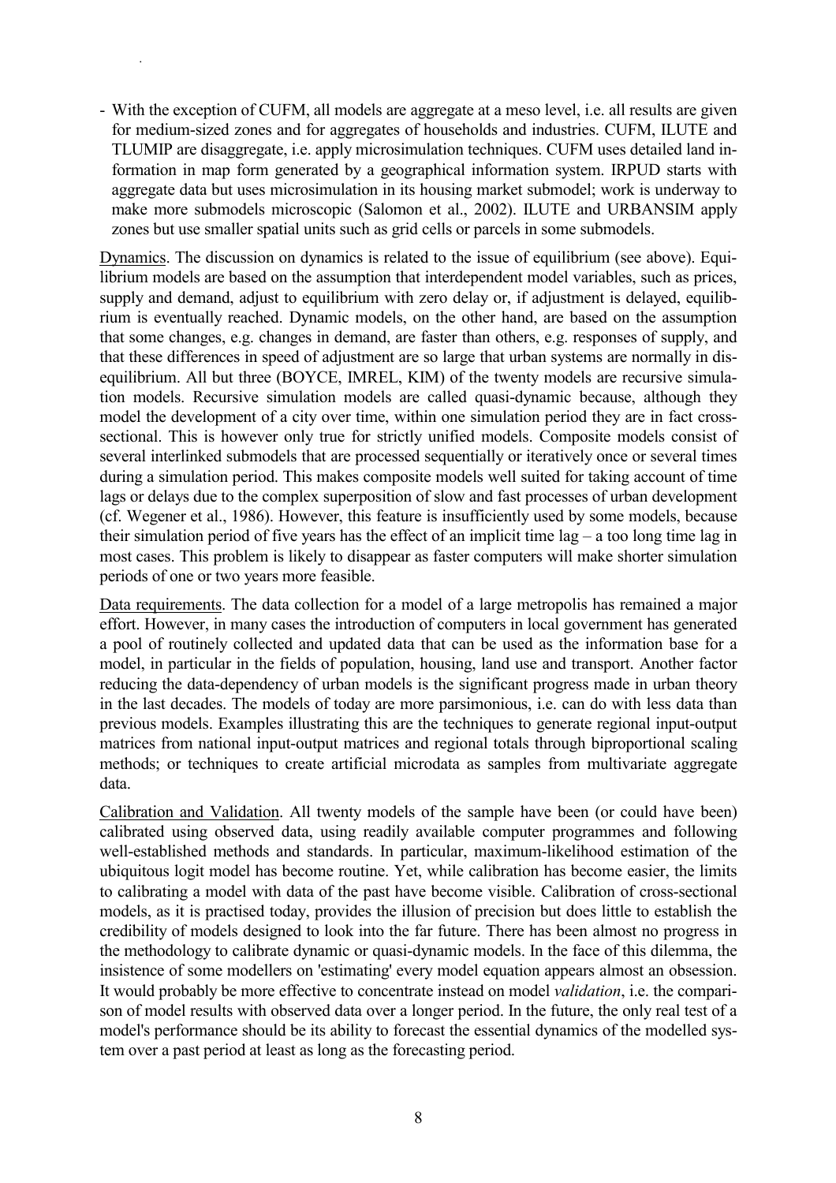- With the exception of CUFM, all models are aggregate at a meso level, i.e. all results are given for medium-sized zones and for aggregates of households and industries. CUFM, ILUTE and TLUMIP are disaggregate, i.e. apply microsimulation techniques. CUFM uses detailed land information in map form generated by a geographical information system. IRPUD starts with aggregate data but uses microsimulation in its housing market submodel; work is underway to make more submodels microscopic (Salomon et al., 2002). ILUTE and URBANSIM apply zones but use smaller spatial units such as grid cells or parcels in some submodels.

<u>Dynamics</u>. The discussion on dynamics is related to the issue of equilibrium (see above). Equilibrium models are based on the assumption that interdependent model variables, such as prices, supply and demand, adjust to equilibrium with zero delay or, if adjustment is delayed, equilibrium is eventually reached. Dynamic models, on the other hand, are based on the assumption that some changes, e.g. changes in demand, are faster than others, e.g. responses of supply, and that these differences in speed of adjustment are so large that urban systems are normally in disequilibrium. All but three (BOYCE, IMREL, KIM) of the twenty models are recursive simulation models. Recursive simulation models are called quasi-dynamic because, although they model the development of a city over time, within one simulation period they are in fact cross-sectional. This is however only true for strictly unified models. Composite models consist of several interlinked submodels that are processed sequentially or iteratively once or several times during a simulation period. This makes composite models well suited for taking account of time lags or delays due to the complex superposition of slow and fast processes of urban development (cf. Wegener et al., 1986). However, this feature is insufficiently used by some models, because their simulation period of five years has the effect of an implicit time lag – a too long time lag in most cases. This problem is likely to disappear as faster computers will make shorter simulation periods of one or two years more feasible.

<u>Data requirements</u>. The data collection for a model of a large metropolis has remained a major effort. However, in many cases the introduction of computers in local government has generated a pool of routinely collected and updated data that can be used as the information base for a model, in particular in the fields of population, housing, land use and transport. Another factor reducing the data-dependency of urban models is the significant progress made in urban theory in the last decades. The models of today are more parsimonious, i.e. can do with less data than previous models. Examples illustrating this are the techniques to generate regional input-output matrices from national input-output matrices and regional totals through biproportional scaling methods; or techniques to create artificial microdata as samples from multivariate aggregate data.

<u>Calibration and Validation</u>. All twenty models of the sample have been (or could have been) calibrated using observed data, using readily available computer programmes and following well-established methods and standards. In particular, maximum-likelihood estimation of the ubiquitous logit model has become routine. Yet, while calibration has become easier, the limits to calibrating a model with data of the past have become visible. Calibration of cross-sectional models, as it is practised today, provides the illusion of precision but does little to establish the credibility of models designed to look into the far future. There has been almost no progress in the methodology to calibrate dynamic or quasi-dynamic models. In the face of this dilemma, the insistence of some modellers on 'estimating' every model equation appears almost an obsession. It would probably be more effective to concentrate instead on model *validation*, i.e. the comparison of model results with observed data over a longer period. In the future, the only real test of a model's performance should be its ability to forecast the essential dynamics of the modelled system over a past period at least as long as the forecasting period.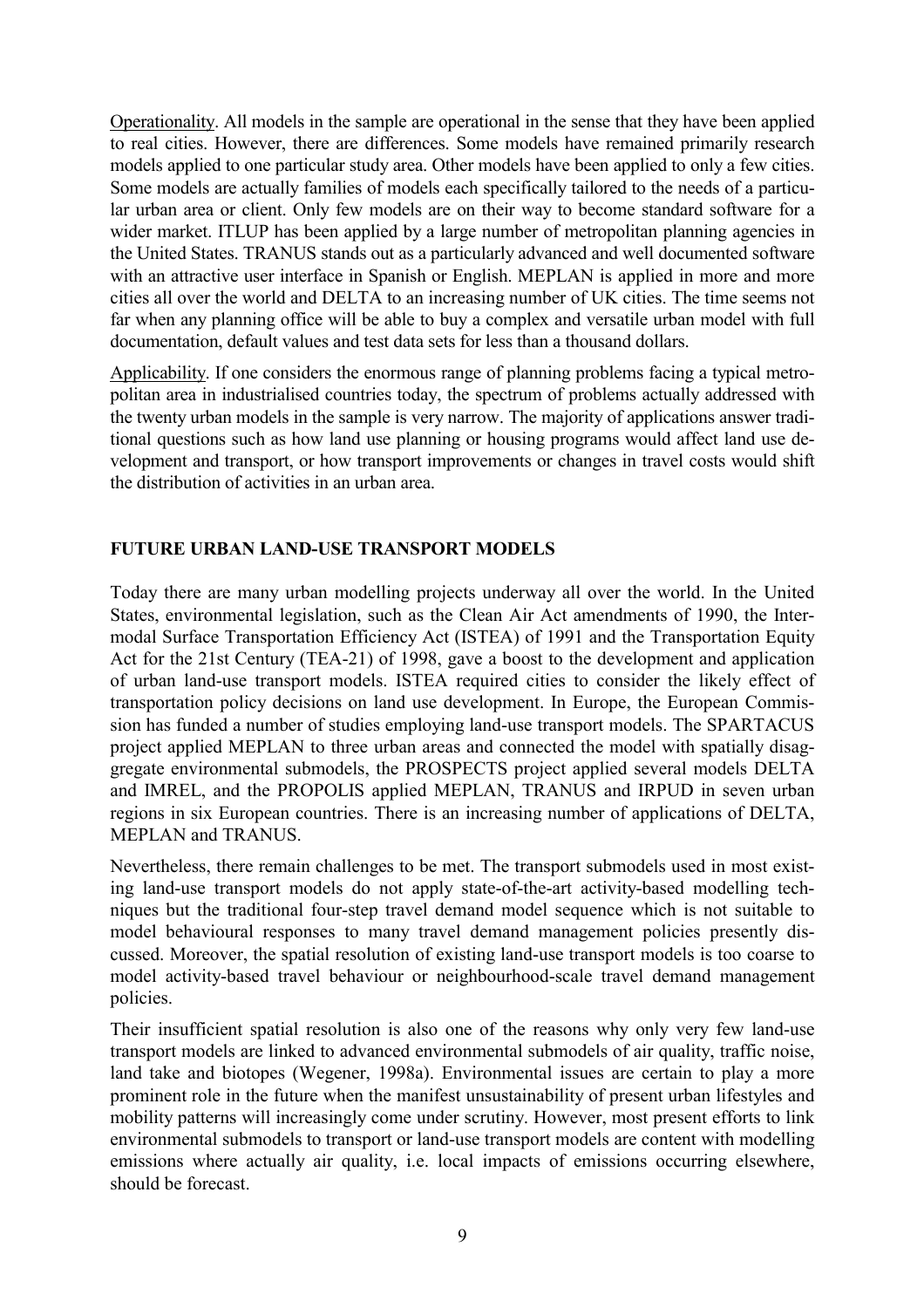Operationality. All models in the sample are operational in the sense that they have been applied to real cities. However, there are differences. Some models have remained primarily research models applied to one particular study area. Other models have been applied to only a few cities. Some models are actually families of models each specifically tailored to the needs of a particular urban area or client. Only few models are on their way to become standard software for a wider market. ITLUP has been applied by a large number of metropolitan planning agencies in the United States. TRANUS stands out as a particularly advanced and well documented software with an attractive user interface in Spanish or English. MEPLAN is applied in more and more cities all over the world and DELTA to an increasing number of UK cities. The time seems not far when any planning office will be able to buy a complex and versatile urban model with full documentation, default values and test data sets for less than a thousand dollars.

Applicability. If one considers the enormous range of planning problems facing a typical metropolitan area in industrialised countries today, the spectrum of problems actually addressed with the twenty urban models in the sample is very narrow. The majority of applications answer traditional questions such as how land use planning or housing programs would affect land use development and transport, or how transport improvements or changes in travel costs would shift the distribution of activities in an urban area.

## FUTURE URBAN LAND-USE TRANSPORT MODELS

Today there are many urban modelling projects underway all over the world. In the United States, environmental legislation, such as the Clean Air Act amendments of 1990, the Intermodal Surface Transportation Efficiency Act (ISTEA) of 1991 and the Transportation Equity Act for the 21st Century (TEA-21) of 1998, gave a boost to the development and application of urban land-use transport models. ISTEA required cities to consider the likely effect of transportation policy decisions on land use development. In Europe, the European Commission has funded a number of studies employing land-use transport models. The SPARTACUS project applied MEPLAN to three urban areas and connected the model with spatially disaggregate environmental submodels, the PROSPECTS project applied several models DELTA and IMREL, and the PROPOLIS applied MEPLAN, TRANUS and IRPUD in seven urban regions in six European countries. There is an increasing number of applications of DELTA, MEPLAN and TRANUS.

Nevertheless, there remain challenges to be met. The transport submodels used in most existing land-use transport models do not apply state-of-the-art activity-based modelling techniques but the traditional four-step travel demand model sequence which is not suitable to model behavioural responses to many travel demand management policies presently discussed. Moreover, the spatial resolution of existing land-use transport models is too coarse to model activity-based travel behaviour or neighbourhood-scale travel demand management policies.

Their insufficient spatial resolution is also one of the reasons why only very few land-use transport models are linked to advanced environmental submodels of air quality, traffic noise, land take and biotopes (Wegener, 1998a). Environmental issues are certain to play a more prominent role in the future when the manifest unsustainability of present urban lifestyles and mobility patterns will increasingly come under scrutiny. However, most present efforts to link environmental submodels to transport or land-use transport models are content with modelling emissions where actually air quality, i.e. local impacts of emissions occurring elsewhere, should be forecast.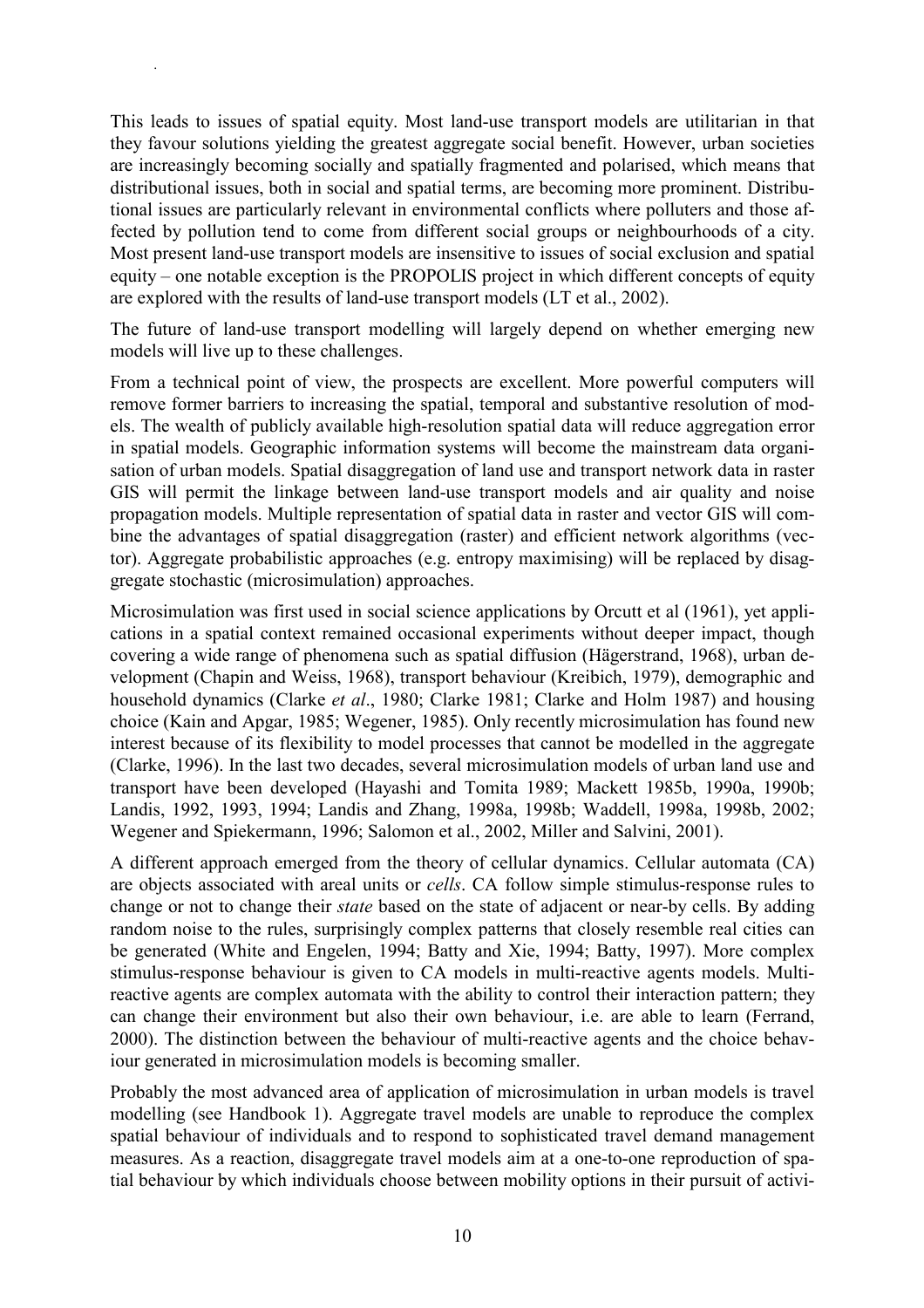This leads to issues of spatial equity. Most land-use transport models are utilitarian in that they favour solutions yielding the greatest aggregate social benefit. However, urban societies are increasingly becoming socially and spatially fragmented and polarised, which means that distributional issues, both in social and spatial terms, are becoming more prominent. Distributional issues are particularly relevant in environmental conflicts where polluters and those affected by pollution tend to come from different social groups or neighbourhoods of a city. Most present land-use transport models are insensitive to issues of social exclusion and spatial equity – one notable exception is the PROPOLIS project in which different concepts of equity are explored with the results of land-use transport models (LT et al., 2002).

The future of land-use transport modelling will largely depend on whether emerging new models will live up to these challenges.

From a technical point of view, the prospects are excellent. More powerful computers will remove former barriers to increasing the spatial, temporal and substantive resolution of models. The wealth of publicly available high-resolution spatial data will reduce aggregation error in spatial models. Geographic information systems will become the mainstream data organisation of urban models. Spatial disaggregation of land use and transport network data in raster GIS will permit the linkage between land-use transport models and air quality and noise propagation models. Multiple representation of spatial data in raster and vector GIS will combine the advantages of spatial disaggregation (raster) and efficient network algorithms (vector). Aggregate probabilistic approaches (e.g. entropy maximising) will be replaced by disaggregate stochastic (microsimulation) approaches.

Microsimulation was first used in social science applications by Orcutt et al (1961), yet applications in a spatial context remained occasional experiments without deeper impact, though covering a wide range of phenomena such as spatial diffusion (Hägerstrand, 1968), urban development (Chapin and Weiss, 1968), transport behaviour (Kreibich, 1979), demographic and household dynamics (Clarke *et al*., 1980; Clarke 1981; Clarke and Holm 1987) and housing choice (Kain and Apgar, 1985; Wegener, 1985). Only recently microsimulation has found new interest because of its flexibility to model processes that cannot be modelled in the aggregate (Clarke, 1996). In the last two decades, several microsimulation models of urban land use and transport have been developed (Hayashi and Tomita 1989; Mackett 1985b, 1990a, 1990b; Landis, 1992, 1993, 1994; Landis and Zhang, 1998a, 1998b; Waddell, 1998a, 1998b, 2002; Wegener and Spiekermann, 1996; Salomon et al., 2002, Miller and Salvini, 2001).

A different approach emerged from the theory of cellular dynamics. Cellular automata (CA) are objects associated with areal units or *cells*. CA follow simple stimulus-response rules to change or not to change their *state* based on the state of adjacent or near-by cells. By adding random noise to the rules, surprisingly complex patterns that closely resemble real cities can be generated (White and Engelen, 1994; Batty and Xie, 1994; Batty, 1997). More complex stimulus-response behaviour is given to CA models in multi-reactive agents models. Multi-reactive agents are complex automata with the ability to control their interaction pattern; they can change their environment but also their own behaviour, i.e. are able to learn (Ferrand, 2000). The distinction between the behaviour of multi-reactive agents and the choice behaviour generated in microsimulation models is becoming smaller.

Probably the most advanced area of application of microsimulation in urban models is travel modelling (see Handbook 1). Aggregate travel models are unable to reproduce the complex spatial behaviour of individuals and to respond to sophisticated travel demand management measures. As a reaction, disaggregate travel models aim at a one-to-one reproduction of spatial behaviour by which individuals choose between mobility options in their pursuit of activi-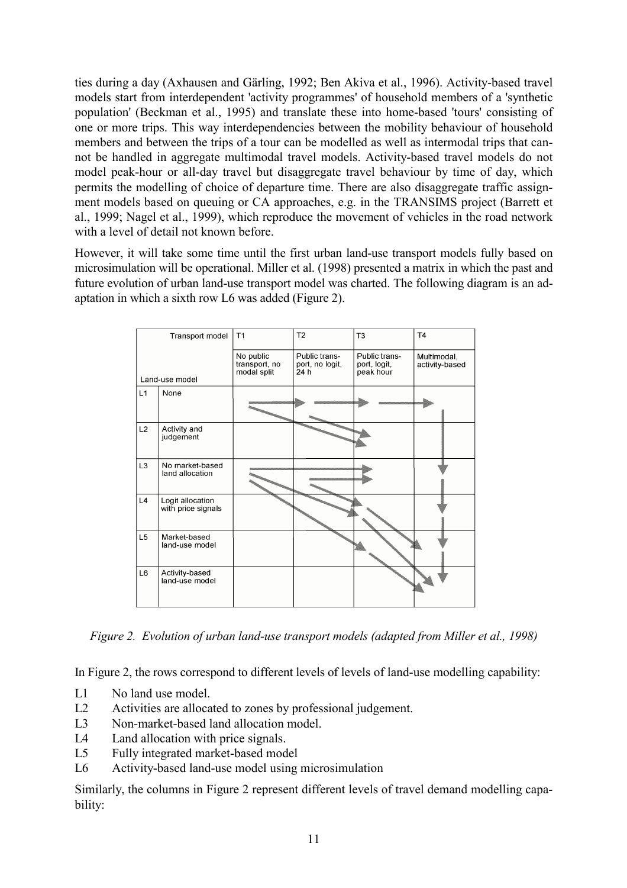ties during a day (Axhausen and Gärling, 1992; Ben Akiva et al., 1996). Activity-based travel models start from interdependent 'activity programmes' of household members of a 'synthetic population' (Beckman et al., 1995) and translate these into home-based 'tours' consisting of one or more trips. This way interdependencies between the mobility behaviour of household members and between the trips of a tour can be modelled as well as intermodal trips that cannot be handled in aggregate multimodal travel models. Activity-based travel models do not model peak-hour or all-day travel but disaggregate travel behaviour by time of day, which permits the modelling of choice of departure time. There are also disaggregate traffic assignment models based on queuing or CA approaches, e.g. in the TRANSIMS project (Barrett et al., 1999; Nagel et al., 1999), which reproduce the movement of vehicles in the road network with a level of detail not known before.

However, it will take some time until the first urban land-use transport models fully based on microsimulation will be operational. Miller et al. (1998) presented a matrix in which the past and future evolution of urban land-use transport model was charted. The following diagram is an adaptation in which a sixth row L6 was added (Figure 2).

| Land-use model \ Transport model | | T1 No public transport, no modal split | T2 Public transport, no logit, 24 h | T3 Public transport, logit, peak hour | T4 Multimodal, activity-based |
|---|---|---|---|---|---|
| L1 | None | | | | |
| L2 | Activity and judgement | | | | |
| L3 | No market-based land allocation | | | | |
| L4 | Logit allocation with price signals | | | | |
| L5 | Market-based land-use model | | | | |
| L6 | Activity-based land-use model | | | | |

*Figure 2. Evolution of urban land-use transport models (adapted from Miller et al., 1998)*

In Figure 2, the rows correspond to different levels of levels of land-use modelling capability:

- L1 No land use model.
- L2 Activities are allocated to zones by professional judgement.
- L3 Non-market-based land allocation model.
- L4 Land allocation with price signals.
- L5 Fully integrated market-based model
- L6 Activity-based land-use model using microsimulation

Similarly, the columns in Figure 2 represent different levels of travel demand modelling capability: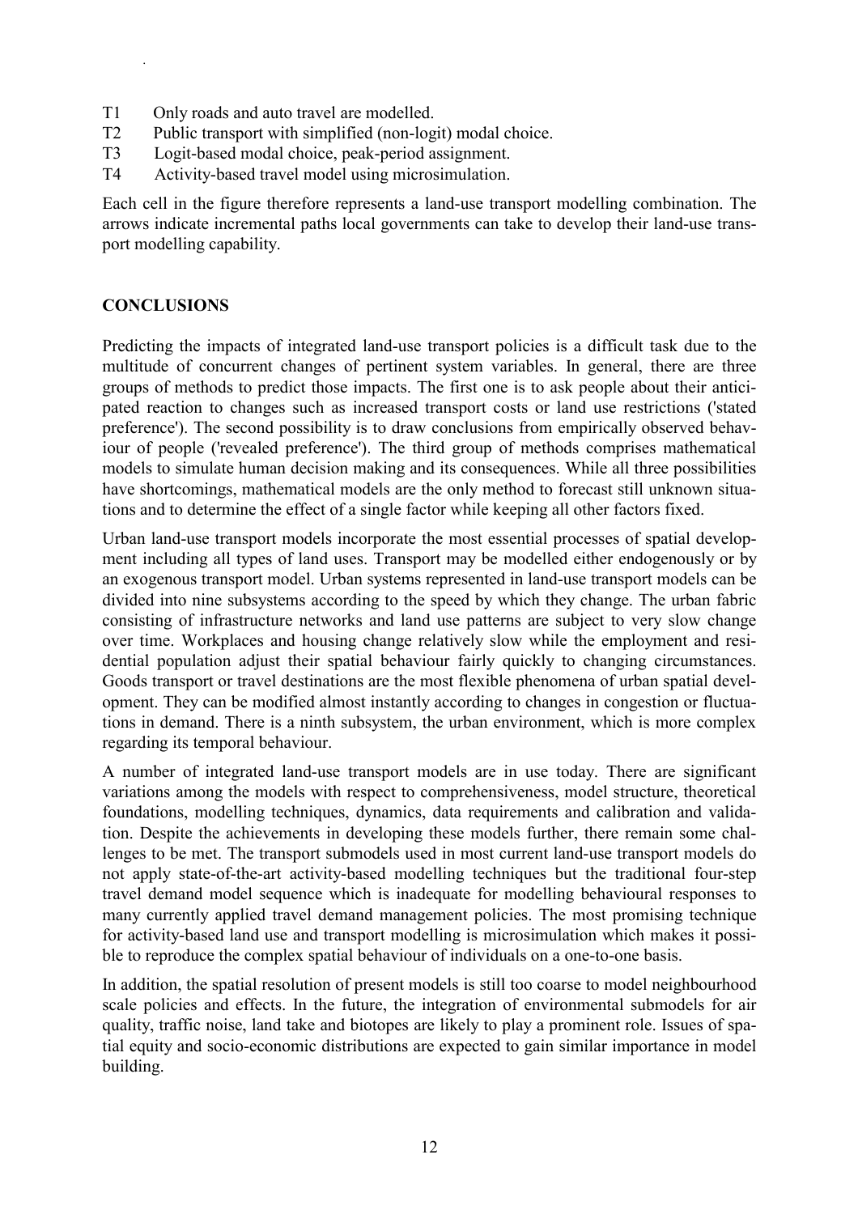T1 Only roads and auto travel are modelled.
T2 Public transport with simplified (non-logit) modal choice.
T3 Logit-based modal choice, peak-period assignment.
T4 Activity-based travel model using microsimulation.

Each cell in the figure therefore represents a land-use transport modelling combination. The arrows indicate incremental paths local governments can take to develop their land-use transport modelling capability.

## CONCLUSIONS

Predicting the impacts of integrated land-use transport policies is a difficult task due to the multitude of concurrent changes of pertinent system variables. In general, there are three groups of methods to predict those impacts. The first one is to ask people about their anticipated reaction to changes such as increased transport costs or land use restrictions ('stated preference'). The second possibility is to draw conclusions from empirically observed behaviour of people ('revealed preference'). The third group of methods comprises mathematical models to simulate human decision making and its consequences. While all three possibilities have shortcomings, mathematical models are the only method to forecast still unknown situations and to determine the effect of a single factor while keeping all other factors fixed.

Urban land-use transport models incorporate the most essential processes of spatial development including all types of land uses. Transport may be modelled either endogenously or by an exogenous transport model. Urban systems represented in land-use transport models can be divided into nine subsystems according to the speed by which they change. The urban fabric consisting of infrastructure networks and land use patterns are subject to very slow change over time. Workplaces and housing change relatively slow while the employment and residential population adjust their spatial behaviour fairly quickly to changing circumstances. Goods transport or travel destinations are the most flexible phenomena of urban spatial development. They can be modified almost instantly according to changes in congestion or fluctuations in demand. There is a ninth subsystem, the urban environment, which is more complex regarding its temporal behaviour.

A number of integrated land-use transport models are in use today. There are significant variations among the models with respect to comprehensiveness, model structure, theoretical foundations, modelling techniques, dynamics, data requirements and calibration and validation. Despite the achievements in developing these models further, there remain some challenges to be met. The transport submodels used in most current land-use transport models do not apply state-of-the-art activity-based modelling techniques but the traditional four-step travel demand model sequence which is inadequate for modelling behavioural responses to many currently applied travel demand management policies. The most promising technique for activity-based land use and transport modelling is microsimulation which makes it possible to reproduce the complex spatial behaviour of individuals on a one-to-one basis.

In addition, the spatial resolution of present models is still too coarse to model neighbourhood scale policies and effects. In the future, the integration of environmental submodels for air quality, traffic noise, land take and biotopes are likely to play a prominent role. Issues of spatial equity and socio-economic distributions are expected to gain similar importance in model building.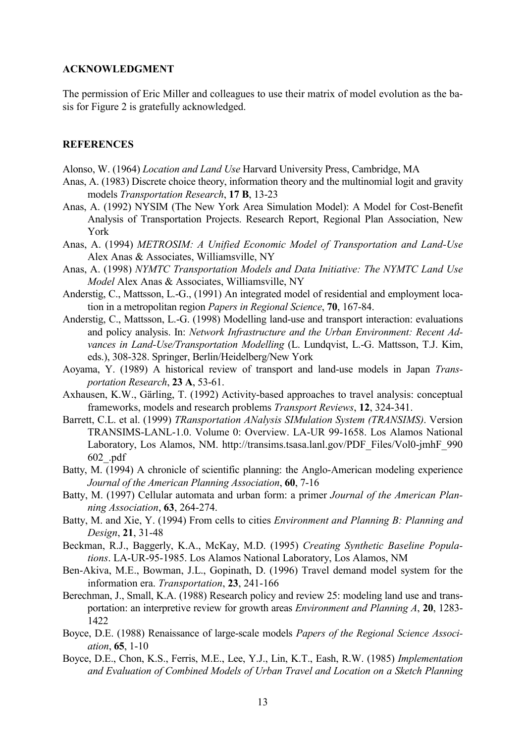## ACKNOWLEDGMENT

The permission of Eric Miller and colleagues to use their matrix of model evolution as the basis for Figure 2 is gratefully acknowledged.

## REFERENCES

Alonso, W. (1964) *Location and Land Use* Harvard University Press, Cambridge, MA

Anas, A. (1983) Discrete choice theory, information theory and the multinomial logit and gravity models *Transportation Research*, **17 B**, 13-23

Anas, A. (1992) NYSIM (The New York Area Simulation Model): A Model for Cost-Benefit Analysis of Transportation Projects. Research Report, Regional Plan Association, New York

Anas, A. (1994) *METROSIM: A Unified Economic Model of Transportation and Land-Use* Alex Anas & Associates, Williamsville, NY

Anas, A. (1998) *NYMTC Transportation Models and Data Initiative: The NYMTC Land Use Model* Alex Anas & Associates, Williamsville, NY

Anderstig, C., Mattsson, L.-G., (1991) An integrated model of residential and employment location in a metropolitan region *Papers in Regional Science*, **70**, 167-84.

Anderstig, C., Mattsson, L.-G. (1998) Modelling land-use and transport interaction: evaluations and policy analysis. In: *Network Infrastructure and the Urban Environment: Recent Advances in Land-Use/Transportation Modelling* (L. Lundqvist, L.-G. Mattsson, T.J. Kim, eds.), 308-328. Springer, Berlin/Heidelberg/New York

Aoyama, Y. (1989) A historical review of transport and land-use models in Japan *Transportation Research*, **23 A**, 53-61.

Axhausen, K.W., Gärling, T. (1992) Activity-based approaches to travel analysis: conceptual frameworks, models and research problems *Transport Reviews*, **12**, 324-341.

Barrett, C.L. et al. (1999) *TRansportation ANalysis SIMulation System (TRANSIMS)*. Version TRANSIMS-LANL-1.0. Volume 0: Overview. LA-UR 99-1658. Los Alamos National Laboratory, Los Alamos, NM. http://transims.tsasa.lanl.gov/PDF_Files/Vol0-jmhF_990602_.pdf

Batty, M. (1994) A chronicle of scientific planning: the Anglo-American modeling experience *Journal of the American Planning Association*, **60**, 7-16

Batty, M. (1997) Cellular automata and urban form: a primer *Journal of the American Planning Association*, **63**, 264-274.

Batty, M. and Xie, Y. (1994) From cells to cities *Environment and Planning B: Planning and Design*, **21**, 31-48

Beckman, R.J., Baggerly, K.A., McKay, M.D. (1995) *Creating Synthetic Baseline Populations*. LA-UR-95-1985. Los Alamos National Laboratory, Los Alamos, NM

Ben-Akiva, M.E., Bowman, J.L., Gopinath, D. (1996) Travel demand model system for the information era. *Transportation*, **23**, 241-166

Berechman, J., Small, K.A. (1988) Research policy and review 25: modeling land use and transportation: an interpretive review for growth areas *Environment and Planning A*, **20**, 1283-1422

Boyce, D.E. (1988) Renaissance of large-scale models *Papers of the Regional Science Association*, **65**, 1-10

Boyce, D.E., Chon, K.S., Ferris, M.E., Lee, Y.J., Lin, K.T., Eash, R.W. (1985) *Implementation and Evaluation of Combined Models of Urban Travel and Location on a Sketch Planning*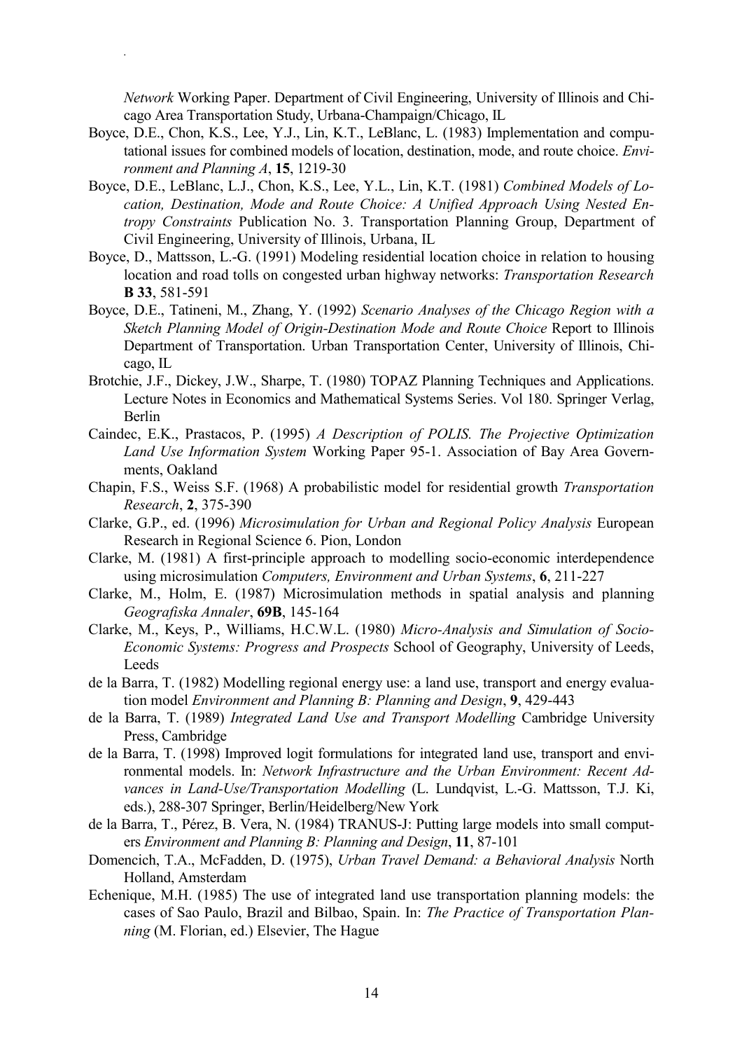*Network* Working Paper. Department of Civil Engineering, University of Illinois and Chicago Area Transportation Study, Urbana-Champaign/Chicago, IL

Boyce, D.E., Chon, K.S., Lee, Y.J., Lin, K.T., LeBlanc, L. (1983) Implementation and computational issues for combined models of location, destination, mode, and route choice. *Environment and Planning A*, **15**, 1219-30

Boyce, D.E., LeBlanc, L.J., Chon, K.S., Lee, Y.L., Lin, K.T. (1981) *Combined Models of Location, Destination, Mode and Route Choice: A Unified Approach Using Nested Entropy Constraints* Publication No. 3. Transportation Planning Group, Department of Civil Engineering, University of Illinois, Urbana, IL

Boyce, D., Mattsson, L.-G. (1991) Modeling residential location choice in relation to housing location and road tolls on congested urban highway networks: *Transportation Research* **B 33**, 581-591

Boyce, D.E., Tatineni, M., Zhang, Y. (1992) *Scenario Analyses of the Chicago Region with a Sketch Planning Model of Origin-Destination Mode and Route Choice* Report to Illinois Department of Transportation. Urban Transportation Center, University of Illinois, Chicago, IL

Brotchie, J.F., Dickey, J.W., Sharpe, T. (1980) TOPAZ Planning Techniques and Applications. Lecture Notes in Economics and Mathematical Systems Series. Vol 180. Springer Verlag, Berlin

Caindec, E.K., Prastacos, P. (1995) *A Description of POLIS. The Projective Optimization Land Use Information System* Working Paper 95-1. Association of Bay Area Governments, Oakland

Chapin, F.S., Weiss S.F. (1968) A probabilistic model for residential growth *Transportation Research*, **2**, 375-390

Clarke, G.P., ed. (1996) *Microsimulation for Urban and Regional Policy Analysis* European Research in Regional Science 6. Pion, London

Clarke, M. (1981) A first-principle approach to modelling socio-economic interdependence using microsimulation *Computers, Environment and Urban Systems*, **6**, 211-227

Clarke, M., Holm, E. (1987) Microsimulation methods in spatial analysis and planning *Geografiska Annaler*, **69B**, 145-164

Clarke, M., Keys, P., Williams, H.C.W.L. (1980) *Micro-Analysis and Simulation of Socio-Economic Systems: Progress and Prospects* School of Geography, University of Leeds, Leeds

de la Barra, T. (1982) Modelling regional energy use: a land use, transport and energy evaluation model *Environment and Planning B: Planning and Design*, **9**, 429-443

de la Barra, T. (1989) *Integrated Land Use and Transport Modelling* Cambridge University Press, Cambridge

de la Barra, T. (1998) Improved logit formulations for integrated land use, transport and environmental models. In: *Network Infrastructure and the Urban Environment: Recent Advances in Land-Use/Transportation Modelling* (L. Lundqvist, L.-G. Mattsson, T.J. Ki, eds.), 288-307 Springer, Berlin/Heidelberg/New York

de la Barra, T., Pérez, B. Vera, N. (1984) TRANUS-J: Putting large models into small computers *Environment and Planning B: Planning and Design*, **11**, 87-101

Domencich, T.A., McFadden, D. (1975), *Urban Travel Demand: a Behavioral Analysis* North Holland, Amsterdam

Echenique, M.H. (1985) The use of integrated land use transportation planning models: the cases of Sao Paulo, Brazil and Bilbao, Spain. In: *The Practice of Transportation Planning* (M. Florian, ed.) Elsevier, The Hague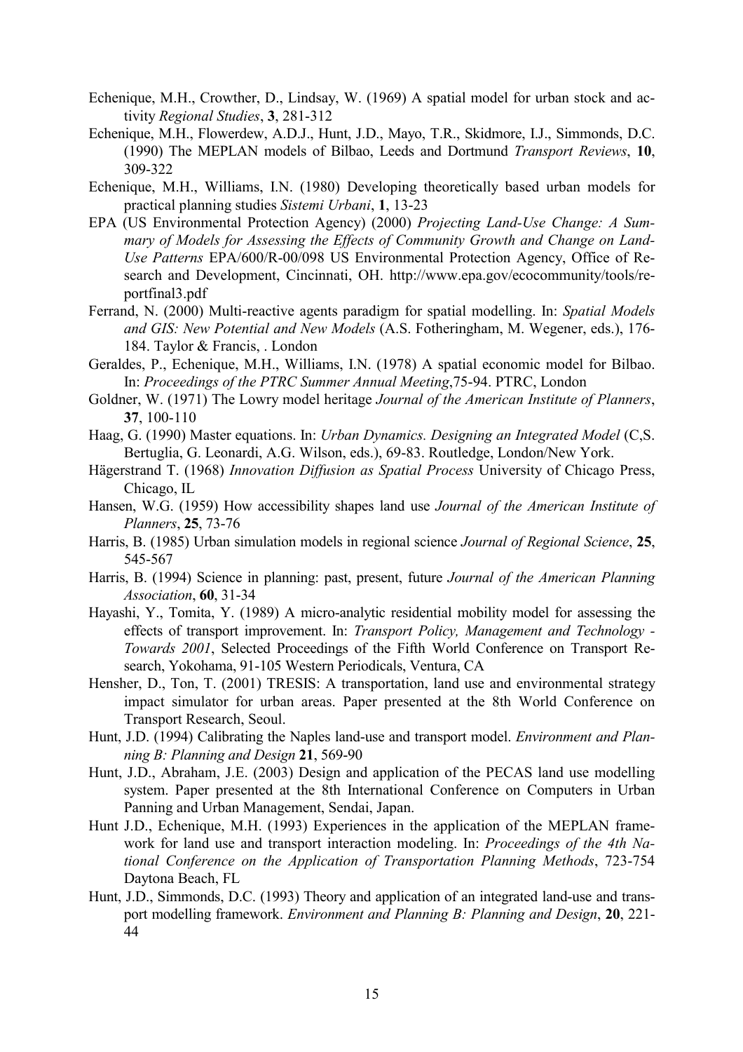Echenique, M.H., Crowther, D., Lindsay, W. (1969) A spatial model for urban stock and activity *Regional Studies*, **3**, 281-312

Echenique, M.H., Flowerdew, A.D.J., Hunt, J.D., Mayo, T.R., Skidmore, I.J., Simmonds, D.C. (1990) The MEPLAN models of Bilbao, Leeds and Dortmund *Transport Reviews*, **10**, 309-322

Echenique, M.H., Williams, I.N. (1980) Developing theoretically based urban models for practical planning studies *Sistemi Urbani*, **1**, 13-23

EPA (US Environmental Protection Agency) (2000) *Projecting Land-Use Change: A Summary of Models for Assessing the Effects of Community Growth and Change on Land-Use Patterns* EPA/600/R-00/098 US Environmental Protection Agency, Office of Research and Development, Cincinnati, OH. http://www.epa.gov/ecocommunity/tools/reportfinal3.pdf

Ferrand, N. (2000) Multi-reactive agents paradigm for spatial modelling. In: *Spatial Models and GIS: New Potential and New Models* (A.S. Fotheringham, M. Wegener, eds.), 176-184. Taylor & Francis, . London

Geraldes, P., Echenique, M.H., Williams, I.N. (1978) A spatial economic model for Bilbao. In: *Proceedings of the PTRC Summer Annual Meeting*,75-94. PTRC, London

Goldner, W. (1971) The Lowry model heritage *Journal of the American Institute of Planners*, **37**, 100-110

Haag, G. (1990) Master equations. In: *Urban Dynamics. Designing an Integrated Model* (C,S. Bertuglia, G. Leonardi, A.G. Wilson, eds.), 69-83. Routledge, London/New York.

Hägerstrand T. (1968) *Innovation Diffusion as Spatial Process* University of Chicago Press, Chicago, IL

Hansen, W.G. (1959) How accessibility shapes land use *Journal of the American Institute of Planners*, **25**, 73-76

Harris, B. (1985) Urban simulation models in regional science *Journal of Regional Science*, **25**, 545-567

Harris, B. (1994) Science in planning: past, present, future *Journal of the American Planning Association*, **60**, 31-34

Hayashi, Y., Tomita, Y. (1989) A micro-analytic residential mobility model for assessing the effects of transport improvement. In: *Transport Policy, Management and Technology - Towards 2001*, Selected Proceedings of the Fifth World Conference on Transport Research, Yokohama, 91-105 Western Periodicals, Ventura, CA

Hensher, D., Ton, T. (2001) TRESIS: A transportation, land use and environmental strategy impact simulator for urban areas. Paper presented at the 8th World Conference on Transport Research, Seoul.

Hunt, J.D. (1994) Calibrating the Naples land-use and transport model. *Environment and Planning B: Planning and Design* **21**, 569-90

Hunt, J.D., Abraham, J.E. (2003) Design and application of the PECAS land use modelling system. Paper presented at the 8th International Conference on Computers in Urban Panning and Urban Management, Sendai, Japan.

Hunt J.D., Echenique, M.H. (1993) Experiences in the application of the MEPLAN framework for land use and transport interaction modeling. In: *Proceedings of the 4th National Conference on the Application of Transportation Planning Methods*, 723-754 Daytona Beach, FL

Hunt, J.D., Simmonds, D.C. (1993) Theory and application of an integrated land-use and transport modelling framework. *Environment and Planning B: Planning and Design*, **20**, 221-44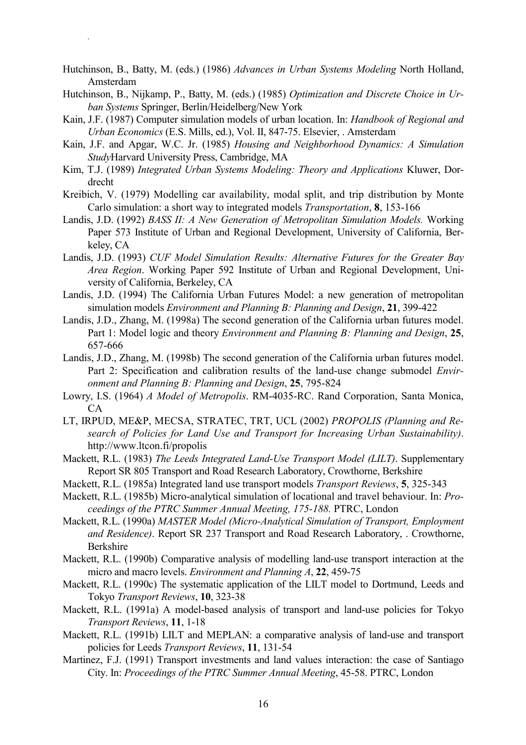Hutchinson, B., Batty, M. (eds.) (1986) *Advances in Urban Systems Modeling* North Holland, Amsterdam

Hutchinson, B., Nijkamp, P., Batty, M. (eds.) (1985) *Optimization and Discrete Choice in Urban Systems* Springer, Berlin/Heidelberg/New York

Kain, J.F. (1987) Computer simulation models of urban location. In: *Handbook of Regional and Urban Economics* (E.S. Mills, ed.), Vol. II, 847-75. Elsevier, . Amsterdam

Kain, J.F. and Apgar, W.C. Jr. (1985) *Housing and Neighborhood Dynamics: A Simulation Study*Harvard University Press, Cambridge, MA

Kim, T.J. (1989) *Integrated Urban Systems Modeling: Theory and Applications* Kluwer, Dordrecht

Kreibich, V. (1979) Modelling car availability, modal split, and trip distribution by Monte Carlo simulation: a short way to integrated models *Transportation*, **8**, 153-166

Landis, J.D. (1992) *BASS II: A New Generation of Metropolitan Simulation Models.* Working Paper 573 Institute of Urban and Regional Development, University of California, Berkeley, CA

Landis, J.D. (1993) *CUF Model Simulation Results: Alternative Futures for the Greater Bay Area Region*. Working Paper 592 Institute of Urban and Regional Development, University of California, Berkeley, CA

Landis, J.D. (1994) The California Urban Futures Model: a new generation of metropolitan simulation models *Environment and Planning B: Planning and Design*, **21**, 399-422

Landis, J.D., Zhang, M. (1998a) The second generation of the California urban futures model. Part 1: Model logic and theory *Environment and Planning B: Planning and Design*, **25**, 657-666

Landis, J.D., Zhang, M. (1998b) The second generation of the California urban futures model. Part 2: Specification and calibration results of the land-use change submodel *Environment and Planning B: Planning and Design*, **25**, 795-824

Lowry, I.S. (1964) *A Model of Metropolis*. RM-4035-RC. Rand Corporation, Santa Monica, CA

LT, IRPUD, ME&P, MECSA, STRATEC, TRT, UCL (2002) *PROPOLIS (Planning and Research of Policies for Land Use and Transport for Increasing Urban Sustainability)*. http://www.ltcon.fi/propolis

Mackett, R.L. (1983) *The Leeds Integrated Land-Use Transport Model (LILT)*. Supplementary Report SR 805 Transport and Road Research Laboratory, Crowthorne, Berkshire

Mackett, R.L. (1985a) Integrated land use transport models *Transport Reviews*, **5**, 325-343

Mackett, R.L. (1985b) Micro-analytical simulation of locational and travel behaviour. In: *Proceedings of the PTRC Summer Annual Meeting, 175-188.* PTRC, London

Mackett, R.L. (1990a) *MASTER Model (Micro-Analytical Simulation of Transport, Employment and Residence)*. Report SR 237 Transport and Road Research Laboratory, . Crowthorne, Berkshire

Mackett, R.L. (1990b) Comparative analysis of modelling land-use transport interaction at the micro and macro levels. *Environment and Planning A*, **22**, 459-75

Mackett, R.L. (1990c) The systematic application of the LILT model to Dortmund, Leeds and Tokyo *Transport Reviews*, **10**, 323-38

Mackett, R.L. (1991a) A model-based analysis of transport and land-use policies for Tokyo *Transport Reviews*, **11**, 1-18

Mackett, R.L. (1991b) LILT and MEPLAN: a comparative analysis of land-use and transport policies for Leeds *Transport Reviews*, **11**, 131-54

Martinez, F.J. (1991) Transport investments and land values interaction: the case of Santiago City. In: *Proceedings of the PTRC Summer Annual Meeting*, 45-58. PTRC, London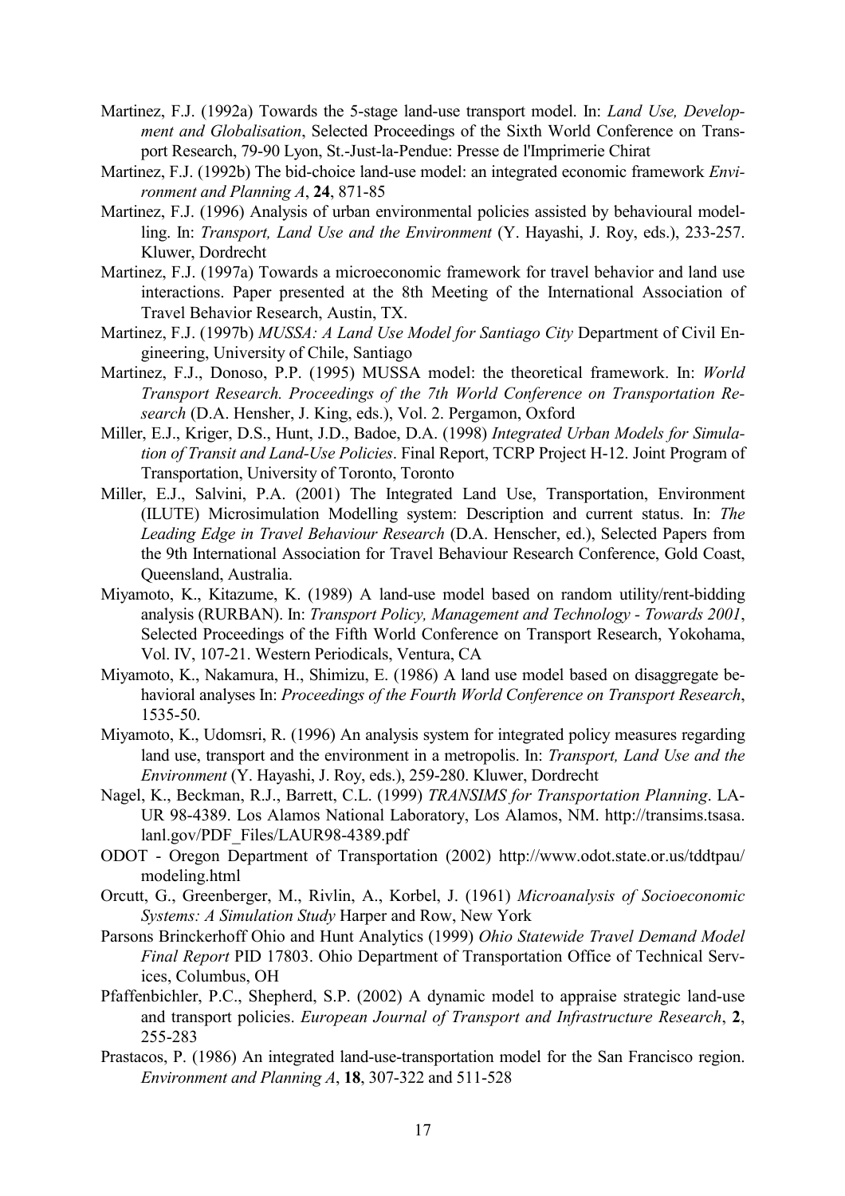Martinez, F.J. (1992a) Towards the 5-stage land-use transport model. In: *Land Use, Development and Globalisation*, Selected Proceedings of the Sixth World Conference on Transport Research, 79-90 Lyon, St.-Just-la-Pendue: Presse de l'Imprimerie Chirat

Martinez, F.J. (1992b) The bid-choice land-use model: an integrated economic framework *Environment and Planning A*, **24**, 871-85

Martinez, F.J. (1996) Analysis of urban environmental policies assisted by behavioural modelling. In: *Transport, Land Use and the Environment* (Y. Hayashi, J. Roy, eds.), 233-257. Kluwer, Dordrecht

Martinez, F.J. (1997a) Towards a microeconomic framework for travel behavior and land use interactions. Paper presented at the 8th Meeting of the International Association of Travel Behavior Research, Austin, TX.

Martinez, F.J. (1997b) *MUSSA: A Land Use Model for Santiago City* Department of Civil Engineering, University of Chile, Santiago

Martinez, F.J., Donoso, P.P. (1995) MUSSA model: the theoretical framework. In: *World Transport Research. Proceedings of the 7th World Conference on Transportation Research* (D.A. Hensher, J. King, eds.), Vol. 2. Pergamon, Oxford

Miller, E.J., Kriger, D.S., Hunt, J.D., Badoe, D.A. (1998) *Integrated Urban Models for Simulation of Transit and Land-Use Policies*. Final Report, TCRP Project H-12. Joint Program of Transportation, University of Toronto, Toronto

Miller, E.J., Salvini, P.A. (2001) The Integrated Land Use, Transportation, Environment (ILUTE) Microsimulation Modelling system: Description and current status. In: *The Leading Edge in Travel Behaviour Research* (D.A. Henscher, ed.), Selected Papers from the 9th International Association for Travel Behaviour Research Conference, Gold Coast, Queensland, Australia.

Miyamoto, K., Kitazume, K. (1989) A land-use model based on random utility/rent-bidding analysis (RURBAN). In: *Transport Policy, Management and Technology - Towards 2001*, Selected Proceedings of the Fifth World Conference on Transport Research, Yokohama, Vol. IV, 107-21. Western Periodicals, Ventura, CA

Miyamoto, K., Nakamura, H., Shimizu, E. (1986) A land use model based on disaggregate behavioral analyses In: *Proceedings of the Fourth World Conference on Transport Research*, 1535-50.

Miyamoto, K., Udomsri, R. (1996) An analysis system for integrated policy measures regarding land use, transport and the environment in a metropolis. In: *Transport, Land Use and the Environment* (Y. Hayashi, J. Roy, eds.), 259-280. Kluwer, Dordrecht

Nagel, K., Beckman, R.J., Barrett, C.L. (1999) *TRANSIMS for Transportation Planning*. LA-UR 98-4389. Los Alamos National Laboratory, Los Alamos, NM. http://transims.tsasa.lanl.gov/PDF_Files/LAUR98-4389.pdf

ODOT - Oregon Department of Transportation (2002) http://www.odot.state.or.us/tddtpau/modeling.html

Orcutt, G., Greenberger, M., Rivlin, A., Korbel, J. (1961) *Microanalysis of Socioeconomic Systems: A Simulation Study* Harper and Row, New York

Parsons Brinckerhoff Ohio and Hunt Analytics (1999) *Ohio Statewide Travel Demand Model Final Report* PID 17803. Ohio Department of Transportation Office of Technical Services, Columbus, OH

Pfaffenbichler, P.C., Shepherd, S.P. (2002) A dynamic model to appraise strategic land-use and transport policies. *European Journal of Transport and Infrastructure Research*, **2**, 255-283

Prastacos, P. (1986) An integrated land-use-transportation model for the San Francisco region. *Environment and Planning A*, **18**, 307-322 and 511-528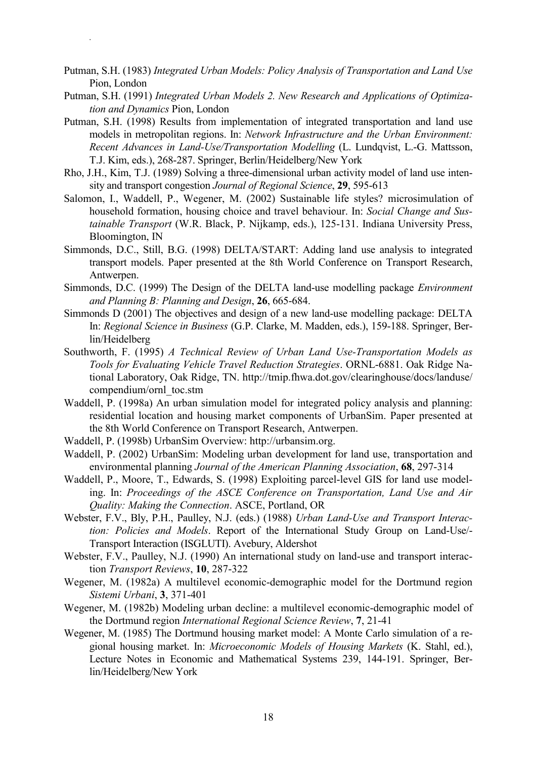Putman, S.H. (1983) *Integrated Urban Models: Policy Analysis of Transportation and Land Use* Pion, London

Putman, S.H. (1991) *Integrated Urban Models 2. New Research and Applications of Optimization and Dynamics* Pion, London

Putman, S.H. (1998) Results from implementation of integrated transportation and land use models in metropolitan regions. In: *Network Infrastructure and the Urban Environment: Recent Advances in Land-Use/Transportation Modelling* (L. Lundqvist, L.-G. Mattsson, T.J. Kim, eds.), 268-287. Springer, Berlin/Heidelberg/New York

Rho, J.H., Kim, T.J. (1989) Solving a three-dimensional urban activity model of land use intensity and transport congestion *Journal of Regional Science*, **29**, 595-613

Salomon, I., Waddell, P., Wegener, M. (2002) Sustainable life styles? microsimulation of household formation, housing choice and travel behaviour. In: *Social Change and Sustainable Transport* (W.R. Black, P. Nijkamp, eds.), 125-131. Indiana University Press, Bloomington, IN

Simmonds, D.C., Still, B.G. (1998) DELTA/START: Adding land use analysis to integrated transport models. Paper presented at the 8th World Conference on Transport Research, Antwerpen.

Simmonds, D.C. (1999) The Design of the DELTA land-use modelling package *Environment and Planning B: Planning and Design*, **26**, 665-684.

Simmonds D (2001) The objectives and design of a new land-use modelling package: DELTA In: *Regional Science in Business* (G.P. Clarke, M. Madden, eds.), 159-188. Springer, Berlin/Heidelberg

Southworth, F. (1995) *A Technical Review of Urban Land Use-Transportation Models as Tools for Evaluating Vehicle Travel Reduction Strategies*. ORNL-6881. Oak Ridge National Laboratory, Oak Ridge, TN. http://tmip.fhwa.dot.gov/clearinghouse/docs/landuse/compendium/ornl_toc.stm

Waddell, P. (1998a) An urban simulation model for integrated policy analysis and planning: residential location and housing market components of UrbanSim. Paper presented at the 8th World Conference on Transport Research, Antwerpen.

Waddell, P. (1998b) UrbanSim Overview: http://urbansim.org.

Waddell, P. (2002) UrbanSim: Modeling urban development for land use, transportation and environmental planning *Journal of the American Planning Association*, **68**, 297-314

Waddell, P., Moore, T., Edwards, S. (1998) Exploiting parcel-level GIS for land use modeling. In: *Proceedings of the ASCE Conference on Transportation, Land Use and Air Quality: Making the Connection*. ASCE, Portland, OR

Webster, F.V., Bly, P.H., Paulley, N.J. (eds.) (1988) *Urban Land-Use and Transport Interaction: Policies and Models*. Report of the International Study Group on Land-Use/-Transport Interaction (ISGLUTI). Avebury, Aldershot

Webster, F.V., Paulley, N.J. (1990) An international study on land-use and transport interaction *Transport Reviews*, **10**, 287-322

Wegener, M. (1982a) A multilevel economic-demographic model for the Dortmund region *Sistemi Urbani*, **3**, 371-401

Wegener, M. (1982b) Modeling urban decline: a multilevel economic-demographic model of the Dortmund region *International Regional Science Review*, **7**, 21-41

Wegener, M. (1985) The Dortmund housing market model: A Monte Carlo simulation of a regional housing market. In: *Microeconomic Models of Housing Markets* (K. Stahl, ed.), Lecture Notes in Economic and Mathematical Systems 239, 144-191. Springer, Berlin/Heidelberg/New York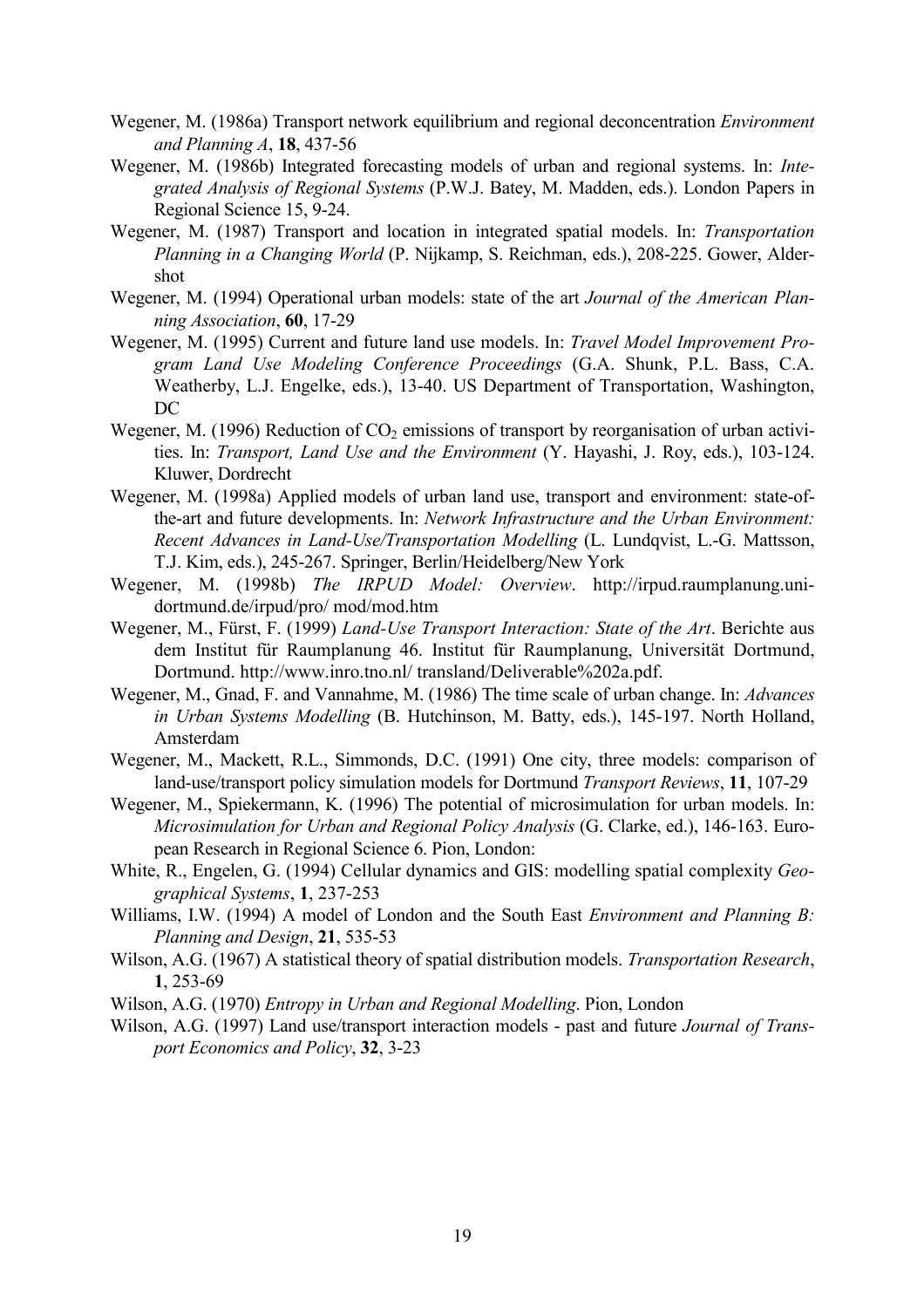Wegener, M. (1986a) Transport network equilibrium and regional deconcentration *Environment and Planning A*, **18**, 437-56

Wegener, M. (1986b) Integrated forecasting models of urban and regional systems. In: *Integrated Analysis of Regional Systems* (P.W.J. Batey, M. Madden, eds.). London Papers in Regional Science 15, 9-24.

Wegener, M. (1987) Transport and location in integrated spatial models. In: *Transportation Planning in a Changing World* (P. Nijkamp, S. Reichman, eds.), 208-225. Gower, Aldershot

Wegener, M. (1994) Operational urban models: state of the art *Journal of the American Planning Association*, **60**, 17-29

Wegener, M. (1995) Current and future land use models. In: *Travel Model Improvement Program Land Use Modeling Conference Proceedings* (G.A. Shunk, P.L. Bass, C.A. Weatherby, L.J. Engelke, eds.), 13-40. US Department of Transportation, Washington, DC

Wegener, M. (1996) Reduction of $CO_2$ emissions of transport by reorganisation of urban activities. In: *Transport, Land Use and the Environment* (Y. Hayashi, J. Roy, eds.), 103-124. Kluwer, Dordrecht

Wegener, M. (1998a) Applied models of urban land use, transport and environment: state-of-the-art and future developments. In: *Network Infrastructure and the Urban Environment: Recent Advances in Land-Use/Transportation Modelling* (L. Lundqvist, L.-G. Mattsson, T.J. Kim, eds.), 245-267. Springer, Berlin/Heidelberg/New York

Wegener, M. (1998b) *The IRPUD Model: Overview*. http://irpud.raumplanung.uni-dortmund.de/irpud/pro/ mod/mod.htm

Wegener, M., Fürst, F. (1999) *Land-Use Transport Interaction: State of the Art*. Berichte aus dem Institut für Raumplanung 46. Institut für Raumplanung, Universität Dortmund, Dortmund. http://www.inro.tno.nl/ transland/Deliverable%202a.pdf.

Wegener, M., Gnad, F. and Vannahme, M. (1986) The time scale of urban change. In: *Advances in Urban Systems Modelling* (B. Hutchinson, M. Batty, eds.), 145-197. North Holland, Amsterdam

Wegener, M., Mackett, R.L., Simmonds, D.C. (1991) One city, three models: comparison of land-use/transport policy simulation models for Dortmund *Transport Reviews*, **11**, 107-29

Wegener, M., Spiekermann, K. (1996) The potential of microsimulation for urban models. In: *Microsimulation for Urban and Regional Policy Analysis* (G. Clarke, ed.), 146-163. European Research in Regional Science 6. Pion, London:

White, R., Engelen, G. (1994) Cellular dynamics and GIS: modelling spatial complexity *Geographical Systems*, **1**, 237-253

Williams, I.W. (1994) A model of London and the South East *Environment and Planning B: Planning and Design*, **21**, 535-53

Wilson, A.G. (1967) A statistical theory of spatial distribution models. *Transportation Research*, **1**, 253-69

Wilson, A.G. (1970) *Entropy in Urban and Regional Modelling*. Pion, London

Wilson, A.G. (1997) Land use/transport interaction models - past and future *Journal of Transport Economics and Policy*, **32**, 3-23